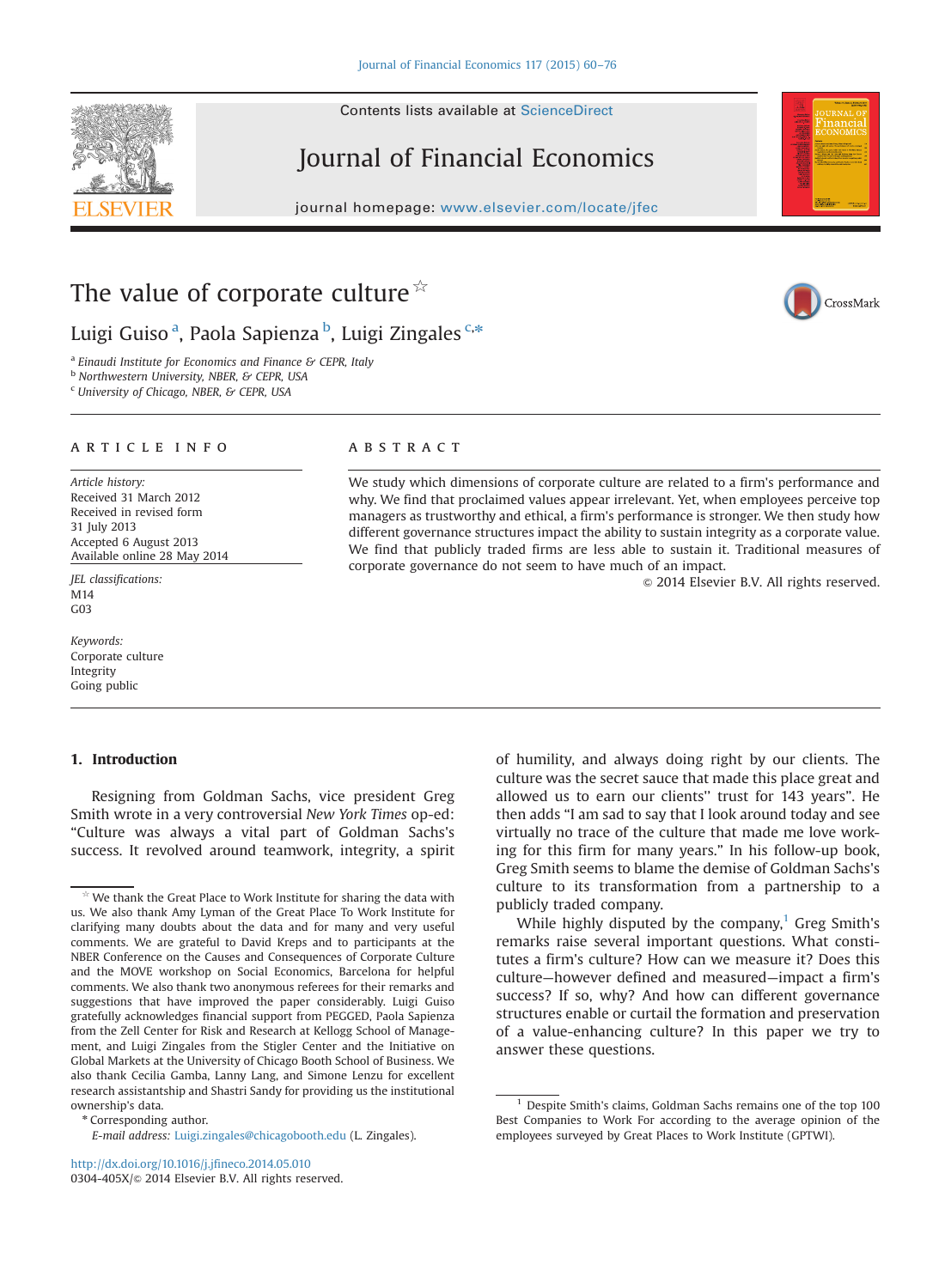# The value of corporate culture[☆]

Luigi Guiso[a], Paola Sapienza[b], Luigi Zingales[c,*]

[a] Einaudi Institute for Economics and Finance & CEPR, Italy
[b] Northwestern University, NBER, & CEPR, USA
[c] University of Chicago, NBER, & CEPR, USA

## ARTICLE INFO

*Article history:*
Received 31 March 2012
Received in revised form
31 July 2013
Accepted 6 August 2013
Available online 28 May 2014

*JEL classifications:*
M14
G03

*Keywords:*
Corporate culture
Integrity
Going public

## ABSTRACT

We study which dimensions of corporate culture are related to a firm's performance and why. We find that proclaimed values appear irrelevant. Yet, when employees perceive top managers as trustworthy and ethical, a firm's performance is stronger. We then study how different governance structures impact the ability to sustain integrity as a corporate value. We find that publicly traded firms are less able to sustain it. Traditional measures of corporate governance do not seem to have much of an impact.

© 2014 Elsevier B.V. All rights reserved.

## 1. Introduction

Resigning from Goldman Sachs, vice president Greg Smith wrote in a very controversial *New York Times* op-ed: "Culture was always a vital part of Goldman Sachs's success. It revolved around teamwork, integrity, a spirit of humility, and always doing right by our clients. The culture was the secret sauce that made this place great and allowed us to earn our clients" trust for 143 years". He then adds "I am sad to say that I look around today and see virtually no trace of the culture that made me love working for this firm for many years." In his follow-up book, Greg Smith seems to blame the demise of Goldman Sachs's culture to its transformation from a partnership to a publicly traded company.

While highly disputed by the company,[1] Greg Smith's remarks raise several important questions. What constitutes a firm's culture? How can we measure it? Does this culture—however defined and measured—impact a firm's success? If so, why? And how can different governance structures enable or curtail the formation and preservation of a value-enhancing culture? In this paper we try to answer these questions.

---

[☆] We thank the Great Place to Work Institute for sharing the data with us. We also thank Amy Lyman of the Great Place To Work Institute for clarifying many doubts about the data and for many and very useful comments. We are grateful to David Kreps and to participants at the NBER Conference on the Causes and Consequences of Corporate Culture and the MOVE workshop on Social Economics, Barcelona for helpful comments. We also thank two anonymous referees for their remarks and suggestions that have improved the paper considerably. Luigi Guiso gratefully acknowledges financial support from PEGGED, Paola Sapienza from the Zell Center for Risk and Research at Kellogg School of Management, and Luigi Zingales from the Stigler Center and the Initiative on Global Markets at the University of Chicago Booth School of Business. We also thank Cecilia Gamba, Lanny Lang, and Simone Lenzu for excellent research assistantship and Shastri Sandy for providing us the institutional ownership's data.

\* Corresponding author.
E-mail address: Luigi.zingales@chicagobooth.edu (L. Zingales).

[1] Despite Smith's claims, Goldman Sachs remains one of the top 100 Best Companies to Work For according to the average opinion of the employees surveyed by Great Places to Work Institute (GPTWI).

http://dx.doi.org/10.1016/j.jfineco.2014.05.010
0304-405X/© 2014 Elsevier B.V. All rights reserved.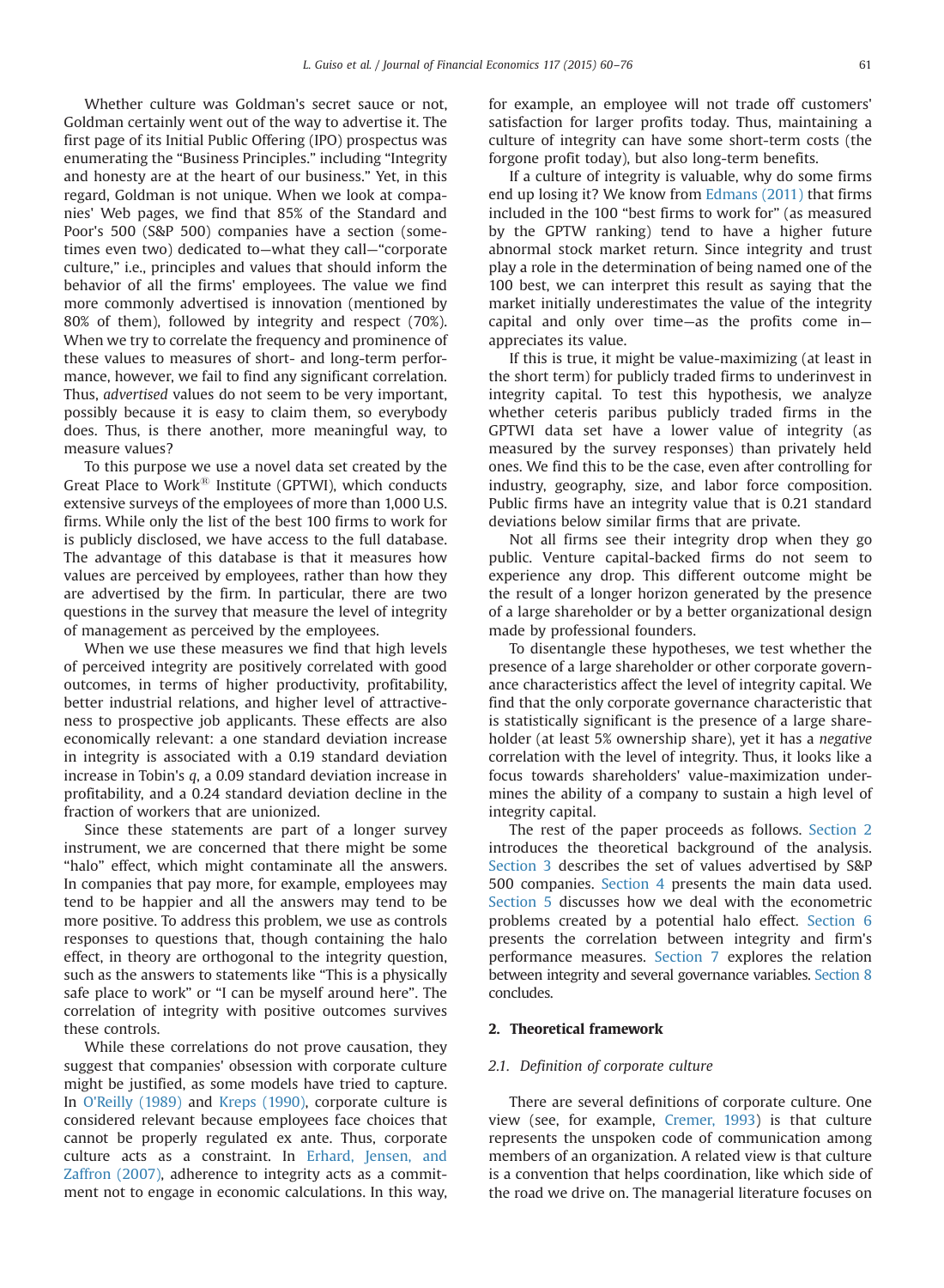Whether culture was Goldman's secret sauce or not, Goldman certainly went out of the way to advertise it. The first page of its Initial Public Offering (IPO) prospectus was enumerating the "Business Principles." including "Integrity and honesty are at the heart of our business." Yet, in this regard, Goldman is not unique. When we look at companies' Web pages, we find that 85% of the Standard and Poor's 500 (S&P 500) companies have a section (sometimes even two) dedicated to—what they call—"corporate culture," i.e., principles and values that should inform the behavior of all the firms' employees. The value we find more commonly advertised is innovation (mentioned by 80% of them), followed by integrity and respect (70%). When we try to correlate the frequency and prominence of these values to measures of short- and long-term performance, however, we fail to find any significant correlation. Thus, *advertised* values do not seem to be very important, possibly because it is easy to claim them, so everybody does. Thus, is there another, more meaningful way, to measure values?

To this purpose we use a novel data set created by the Great Place to Work® Institute (GPTWI), which conducts extensive surveys of the employees of more than 1,000 U.S. firms. While only the list of the best 100 firms to work for is publicly disclosed, we have access to the full database. The advantage of this database is that it measures how values are perceived by employees, rather than how they are advertised by the firm. In particular, there are two questions in the survey that measure the level of integrity of management as perceived by the employees.

When we use these measures we find that high levels of perceived integrity are positively correlated with good outcomes, in terms of higher productivity, profitability, better industrial relations, and higher level of attractiveness to prospective job applicants. These effects are also economically relevant: a one standard deviation increase in integrity is associated with a 0.19 standard deviation increase in Tobin's *q*, a 0.09 standard deviation increase in profitability, and a 0.24 standard deviation decline in the fraction of workers that are unionized.

Since these statements are part of a longer survey instrument, we are concerned that there might be some "halo" effect, which might contaminate all the answers. In companies that pay more, for example, employees may tend to be happier and all the answers may tend to be more positive. To address this problem, we use as controls responses to questions that, though containing the halo effect, in theory are orthogonal to the integrity question, such as the answers to statements like "This is a physically safe place to work" or "I can be myself around here". The correlation of integrity with positive outcomes survives these controls.

While these correlations do not prove causation, they suggest that companies' obsession with corporate culture might be justified, as some models have tried to capture. In O'Reilly (1989) and Kreps (1990), corporate culture is considered relevant because employees face choices that cannot be properly regulated ex ante. Thus, corporate culture acts as a constraint. In Erhard, Jensen, and Zaffron (2007), adherence to integrity acts as a commitment not to engage in economic calculations. In this way, for example, an employee will not trade off customers' satisfaction for larger profits today. Thus, maintaining a culture of integrity can have some short-term costs (the forgone profit today), but also long-term benefits.

If a culture of integrity is valuable, why do some firms end up losing it? We know from Edmans (2011) that firms included in the 100 "best firms to work for" (as measured by the GPTW ranking) tend to have a higher future abnormal stock market return. Since integrity and trust play a role in the determination of being named one of the 100 best, we can interpret this result as saying that the market initially underestimates the value of the integrity capital and only over time—as the profits come in—appreciates its value.

If this is true, it might be value-maximizing (at least in the short term) for publicly traded firms to underinvest in integrity capital. To test this hypothesis, we analyze whether ceteris paribus publicly traded firms in the GPTWI data set have a lower value of integrity (as measured by the survey responses) than privately held ones. We find this to be the case, even after controlling for industry, geography, size, and labor force composition. Public firms have an integrity value that is 0.21 standard deviations below similar firms that are private.

Not all firms see their integrity drop when they go public. Venture capital-backed firms do not seem to experience any drop. This different outcome might be the result of a longer horizon generated by the presence of a large shareholder or by a better organizational design made by professional founders.

To disentangle these hypotheses, we test whether the presence of a large shareholder or other corporate governance characteristics affect the level of integrity capital. We find that the only corporate governance characteristic that is statistically significant is the presence of a large shareholder (at least 5% ownership share), yet it has a *negative* correlation with the level of integrity. Thus, it looks like a focus towards shareholders' value-maximization undermines the ability of a company to sustain a high level of integrity capital.

The rest of the paper proceeds as follows. Section 2 introduces the theoretical background of the analysis. Section 3 describes the set of values advertised by S&P 500 companies. Section 4 presents the main data used. Section 5 discusses how we deal with the econometric problems created by a potential halo effect. Section 6 presents the correlation between integrity and firm's performance measures. Section 7 explores the relation between integrity and several governance variables. Section 8 concludes.

## 2. Theoretical framework

### 2.1. Definition of corporate culture

There are several definitions of corporate culture. One view (see, for example, Cremer, 1993) is that culture represents the unspoken code of communication among members of an organization. A related view is that culture is a convention that helps coordination, like which side of the road we drive on. The managerial literature focuses on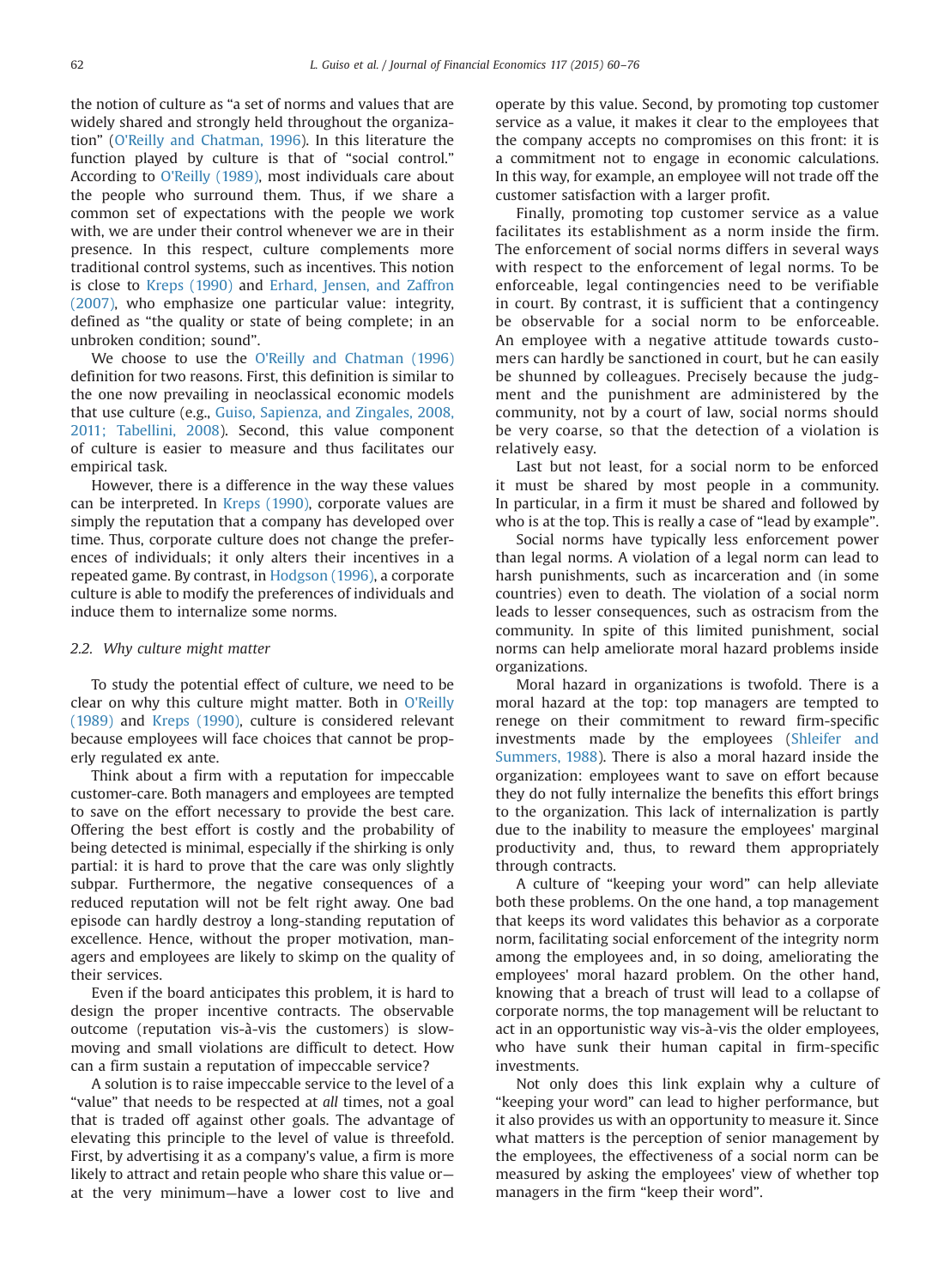the notion of culture as "a set of norms and values that are widely shared and strongly held throughout the organization" (O'Reilly and Chatman, 1996). In this literature the function played by culture is that of "social control." According to O'Reilly (1989), most individuals care about the people who surround them. Thus, if we share a common set of expectations with the people we work with, we are under their control whenever we are in their presence. In this respect, culture complements more traditional control systems, such as incentives. This notion is close to Kreps (1990) and Erhard, Jensen, and Zaffron (2007), who emphasize one particular value: integrity, defined as "the quality or state of being complete; in an unbroken condition; sound".

We choose to use the O'Reilly and Chatman (1996) definition for two reasons. First, this definition is similar to the one now prevailing in neoclassical economic models that use culture (e.g., Guiso, Sapienza, and Zingales, 2008, 2011; Tabellini, 2008). Second, this value component of culture is easier to measure and thus facilitates our empirical task.

However, there is a difference in the way these values can be interpreted. In Kreps (1990), corporate values are simply the reputation that a company has developed over time. Thus, corporate culture does not change the preferences of individuals; it only alters their incentives in a repeated game. By contrast, in Hodgson (1996), a corporate culture is able to modify the preferences of individuals and induce them to internalize some norms.

### 2.2. Why culture might matter

To study the potential effect of culture, we need to be clear on why this culture might matter. Both in O'Reilly (1989) and Kreps (1990), culture is considered relevant because employees will face choices that cannot be properly regulated ex ante.

Think about a firm with a reputation for impeccable customer-care. Both managers and employees are tempted to save on the effort necessary to provide the best care. Offering the best effort is costly and the probability of being detected is minimal, especially if the shirking is only partial: it is hard to prove that the care was only slightly subpar. Furthermore, the negative consequences of a reduced reputation will not be felt right away. One bad episode can hardly destroy a long-standing reputation of excellence. Hence, without the proper motivation, managers and employees are likely to skimp on the quality of their services.

Even if the board anticipates this problem, it is hard to design the proper incentive contracts. The observable outcome (reputation vis-à-vis the customers) is slow-moving and small violations are difficult to detect. How can a firm sustain a reputation of impeccable service?

A solution is to raise impeccable service to the level of a "value" that needs to be respected at *all* times, not a goal that is traded off against other goals. The advantage of elevating this principle to the level of value is threefold. First, by advertising it as a company's value, a firm is more likely to attract and retain people who share this value or—at the very minimum—have a lower cost to live and operate by this value. Second, by promoting top customer service as a value, it makes it clear to the employees that the company accepts no compromises on this front: it is a commitment not to engage in economic calculations. In this way, for example, an employee will not trade off the customer satisfaction with a larger profit.

Finally, promoting top customer service as a value facilitates its establishment as a norm inside the firm. The enforcement of social norms differs in several ways with respect to the enforcement of legal norms. To be enforceable, legal contingencies need to be verifiable in court. By contrast, it is sufficient that a contingency be observable for a social norm to be enforceable. An employee with a negative attitude towards customers can hardly be sanctioned in court, but he can easily be shunned by colleagues. Precisely because the judgment and the punishment are administered by the community, not by a court of law, social norms should be very coarse, so that the detection of a violation is relatively easy.

Last but not least, for a social norm to be enforced it must be shared by most people in a community. In particular, in a firm it must be shared and followed by who is at the top. This is really a case of "lead by example".

Social norms have typically less enforcement power than legal norms. A violation of a legal norm can lead to harsh punishments, such as incarceration and (in some countries) even to death. The violation of a social norm leads to lesser consequences, such as ostracism from the community. In spite of this limited punishment, social norms can help ameliorate moral hazard problems inside organizations.

Moral hazard in organizations is twofold. There is a moral hazard at the top: top managers are tempted to renege on their commitment to reward firm-specific investments made by the employees (Shleifer and Summers, 1988). There is also a moral hazard inside the organization: employees want to save on effort because they do not fully internalize the benefits this effort brings to the organization. This lack of internalization is partly due to the inability to measure the employees' marginal productivity and, thus, to reward them appropriately through contracts.

A culture of "keeping your word" can help alleviate both these problems. On the one hand, a top management that keeps its word validates this behavior as a corporate norm, facilitating social enforcement of the integrity norm among the employees and, in so doing, ameliorating the employees' moral hazard problem. On the other hand, knowing that a breach of trust will lead to a collapse of corporate norms, the top management will be reluctant to act in an opportunistic way vis-à-vis the older employees, who have sunk their human capital in firm-specific investments.

Not only does this link explain why a culture of "keeping your word" can lead to higher performance, but it also provides us with an opportunity to measure it. Since what matters is the perception of senior management by the employees, the effectiveness of a social norm can be measured by asking the employees' view of whether top managers in the firm "keep their word".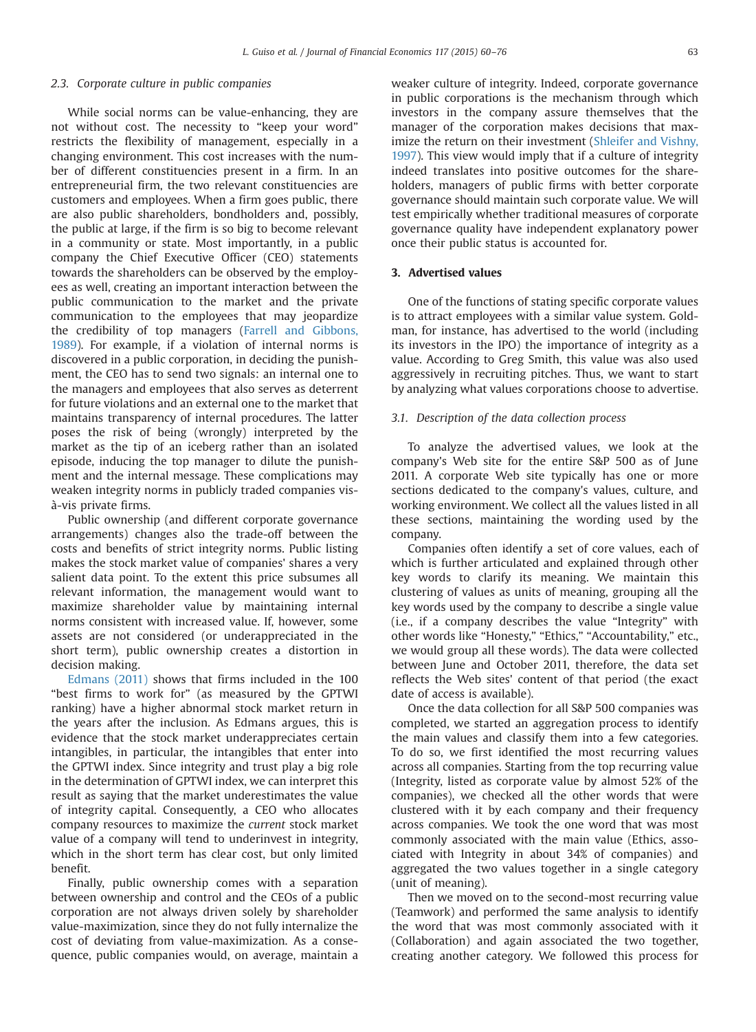### 2.3. Corporate culture in public companies

While social norms can be value-enhancing, they are not without cost. The necessity to "keep your word" restricts the flexibility of management, especially in a changing environment. This cost increases with the number of different constituencies present in a firm. In an entrepreneurial firm, the two relevant constituencies are customers and employees. When a firm goes public, there are also public shareholders, bondholders and, possibly, the public at large, if the firm is so big to become relevant in a community or state. Most importantly, in a public company the Chief Executive Officer (CEO) statements towards the shareholders can be observed by the employees as well, creating an important interaction between the public communication to the market and the private communication to the employees that may jeopardize the credibility of top managers (Farrell and Gibbons, 1989). For example, if a violation of internal norms is discovered in a public corporation, in deciding the punishment, the CEO has to send two signals: an internal one to the managers and employees that also serves as deterrent for future violations and an external one to the market that maintains transparency of internal procedures. The latter poses the risk of being (wrongly) interpreted by the market as the tip of an iceberg rather than an isolated episode, inducing the top manager to dilute the punishment and the internal message. These complications may weaken integrity norms in publicly traded companies vis-à-vis private firms.

Public ownership (and different corporate governance arrangements) changes also the trade-off between the costs and benefits of strict integrity norms. Public listing makes the stock market value of companies' shares a very salient data point. To the extent this price subsumes all relevant information, the management would want to maximize shareholder value by maintaining internal norms consistent with increased value. If, however, some assets are not considered (or underappreciated in the short term), public ownership creates a distortion in decision making.

Edmans (2011) shows that firms included in the 100 "best firms to work for" (as measured by the GPTWI ranking) have a higher abnormal stock market return in the years after the inclusion. As Edmans argues, this is evidence that the stock market underappreciates certain intangibles, in particular, the intangibles that enter into the GPTWI index. Since integrity and trust play a big role in the determination of GPTWI index, we can interpret this result as saying that the market underestimates the value of integrity capital. Consequently, a CEO who allocates company resources to maximize the *current* stock market value of a company will tend to underinvest in integrity, which in the short term has clear cost, but only limited benefit.

Finally, public ownership comes with a separation between ownership and control and the CEOs of a public corporation are not always driven solely by shareholder value-maximization, since they do not fully internalize the cost of deviating from value-maximization. As a consequence, public companies would, on average, maintain a weaker culture of integrity. Indeed, corporate governance in public corporations is the mechanism through which investors in the company assure themselves that the manager of the corporation makes decisions that maximize the return on their investment (Shleifer and Vishny, 1997). This view would imply that if a culture of integrity indeed translates into positive outcomes for the shareholders, managers of public firms with better corporate governance should maintain such corporate value. We will test empirically whether traditional measures of corporate governance quality have independent explanatory power once their public status is accounted for.

## 3. Advertised values

One of the functions of stating specific corporate values is to attract employees with a similar value system. Goldman, for instance, has advertised to the world (including its investors in the IPO) the importance of integrity as a value. According to Greg Smith, this value was also used aggressively in recruiting pitches. Thus, we want to start by analyzing what values corporations choose to advertise.

### 3.1. Description of the data collection process

To analyze the advertised values, we look at the company's Web site for the entire S&P 500 as of June 2011. A corporate Web site typically has one or more sections dedicated to the company's values, culture, and working environment. We collect all the values listed in all these sections, maintaining the wording used by the company.

Companies often identify a set of core values, each of which is further articulated and explained through other key words to clarify its meaning. We maintain this clustering of values as units of meaning, grouping all the key words used by the company to describe a single value (i.e., if a company describes the value "Integrity" with other words like "Honesty," "Ethics," "Accountability," etc., we would group all these words). The data were collected between June and October 2011, therefore, the data set reflects the Web sites' content of that period (the exact date of access is available).

Once the data collection for all S&P 500 companies was completed, we started an aggregation process to identify the main values and classify them into a few categories. To do so, we first identified the most recurring values across all companies. Starting from the top recurring value (Integrity, listed as corporate value by almost 52% of the companies), we checked all the other words that were clustered with it by each company and their frequency across companies. We took the one word that was most commonly associated with the main value (Ethics, associated with Integrity in about 34% of companies) and aggregated the two values together in a single category (unit of meaning).

Then we moved on to the second-most recurring value (Teamwork) and performed the same analysis to identify the word that was most commonly associated with it (Collaboration) and again associated the two together, creating another category. We followed this process for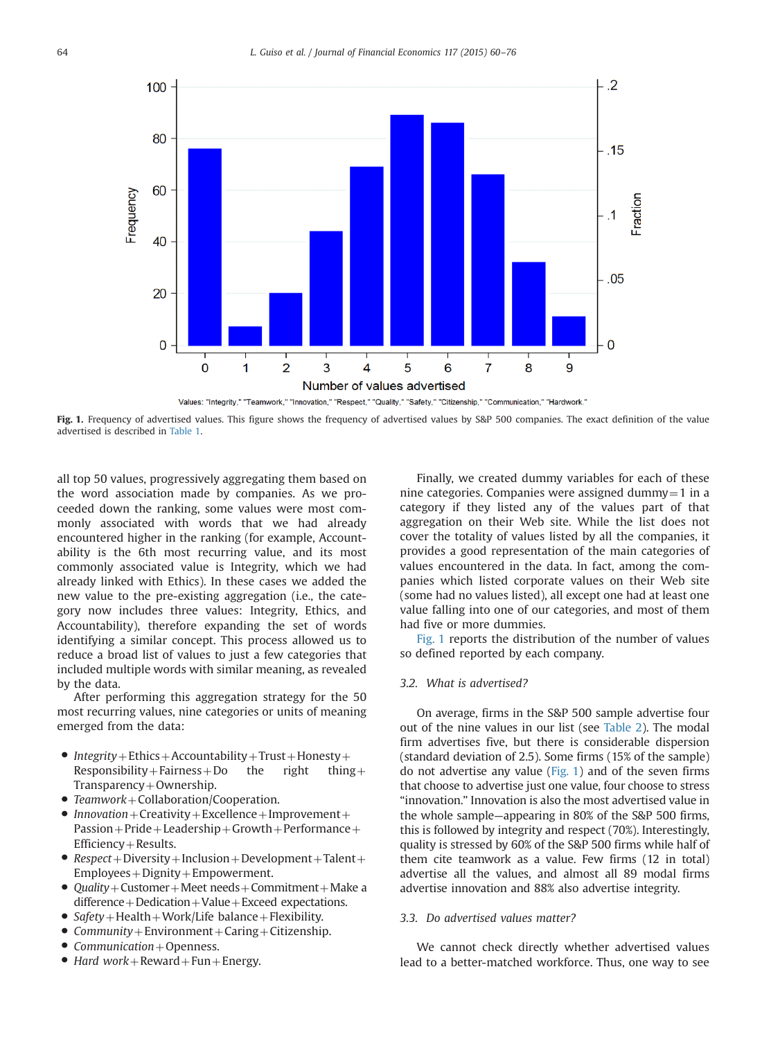Values: "Integrity," "Teamwork," "Innovation," "Respect," "Quality," "Safety," "Citizenship," "Communication," "Hardwork."

**Fig. 1.** Frequency of advertised values. This figure shows the frequency of advertised values by S&P 500 companies. The exact definition of the value advertised is described in Table 1.

all top 50 values, progressively aggregating them based on the word association made by companies. As we proceeded down the ranking, some values were most commonly associated with words that we had already encountered higher in the ranking (for example, Accountability is the 6th most recurring value, and its most commonly associated value is Integrity, which we had already linked with Ethics). In these cases we added the new value to the pre-existing aggregation (i.e., the category now includes three values: Integrity, Ethics, and Accountability), therefore expanding the set of words identifying a similar concept. This process allowed us to reduce a broad list of values to just a few categories that included multiple words with similar meaning, as revealed by the data.

After performing this aggregation strategy for the 50 most recurring values, nine categories or units of meaning emerged from the data:

- *Integrity* + Ethics + Accountability + Trust + Honesty + Responsibility + Fairness + Do the right thing + Transparency + Ownership.
- *Teamwork* + Collaboration/Cooperation.
- *Innovation* + Creativity + Excellence + Improvement + Passion + Pride + Leadership + Growth + Performance + Efficiency + Results.
- *Respect* + Diversity + Inclusion + Development + Talent + Employees + Dignity + Empowerment.
- *Quality* + Customer + Meet needs + Commitment + Make a difference + Dedication + Value + Exceed expectations.
- *Safety* + Health + Work/Life balance + Flexibility.
- *Community* + Environment + Caring + Citizenship.
- *Communication* + Openness.
- *Hard work* + Reward + Fun + Energy.

Finally, we created dummy variables for each of these nine categories. Companies were assigned dummy = 1 in a category if they listed any of the values part of that aggregation on their Web site. While the list does not cover the totality of values listed by all the companies, it provides a good representation of the main categories of values encountered in the data. In fact, among the companies which listed corporate values on their Web site (some had no values listed), all except one had at least one value falling into one of our categories, and most of them had five or more dummies.

Fig. 1 reports the distribution of the number of values so defined reported by each company.

### 3.2. What is advertised?

On average, firms in the S&P 500 sample advertise four out of the nine values in our list (see Table 2). The modal firm advertises five, but there is considerable dispersion (standard deviation of 2.5). Some firms (15% of the sample) do not advertise any value (Fig. 1) and of the seven firms that choose to advertise just one value, four choose to stress "innovation." Innovation is also the most advertised value in the whole sample—appearing in 80% of the S&P 500 firms, this is followed by integrity and respect (70%). Interestingly, quality is stressed by 60% of the S&P 500 firms while half of them cite teamwork as a value. Few firms (12 in total) advertise all the values, and almost all 89 modal firms advertise innovation and 88% also advertise integrity.

### 3.3. Do advertised values matter?

We cannot check directly whether advertised values lead to a better-matched workforce. Thus, one way to see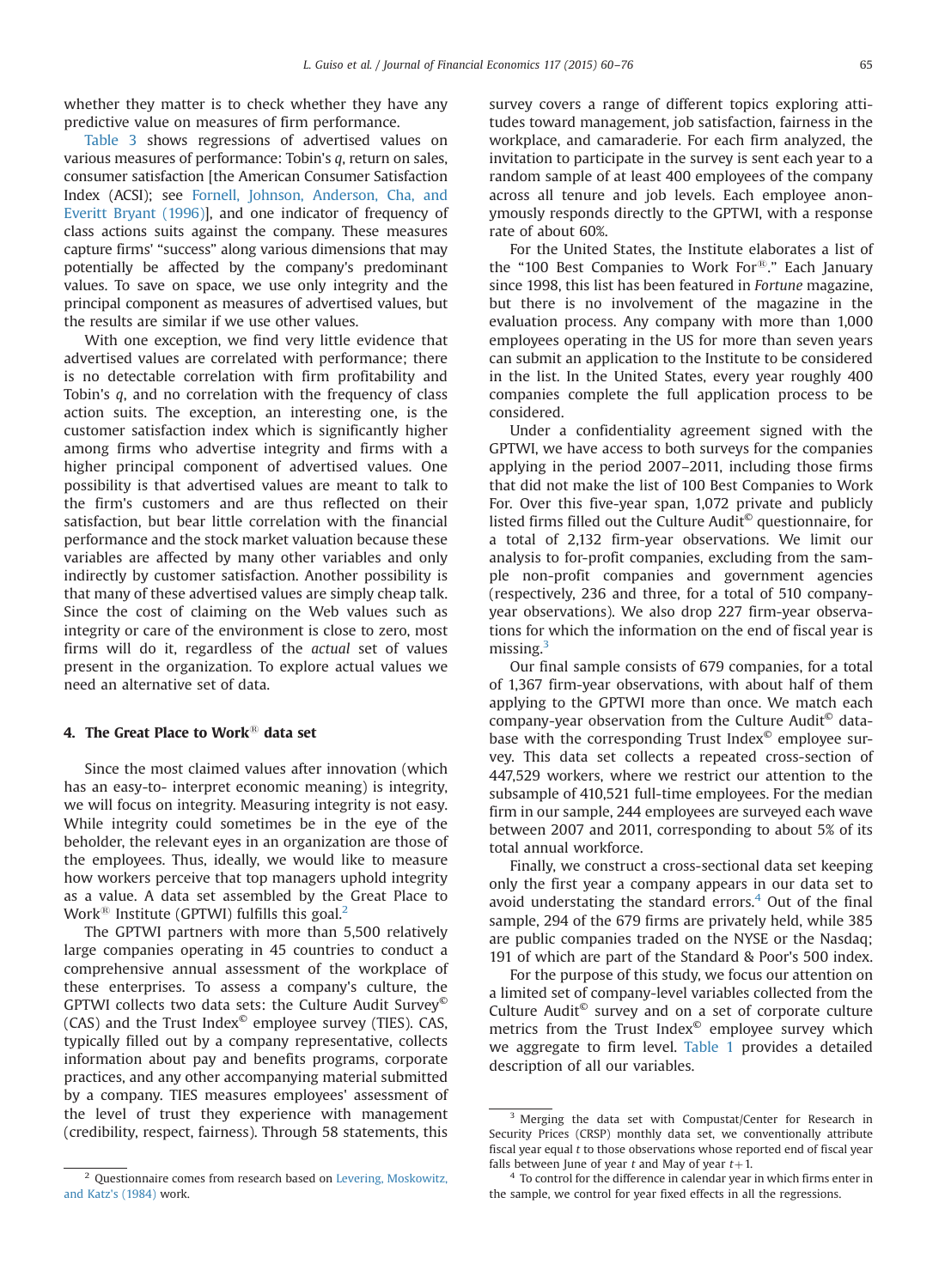whether they matter is to check whether they have any predictive value on measures of firm performance.

Table 3 shows regressions of advertised values on various measures of performance: Tobin's *q*, return on sales, consumer satisfaction [the American Consumer Satisfaction Index (ACSI); see Fornell, Johnson, Anderson, Cha, and Everitt Bryant (1996)], and one indicator of frequency of class actions suits against the company. These measures capture firms' "success" along various dimensions that may potentially be affected by the company's predominant values. To save on space, we use only integrity and the principal component as measures of advertised values, but the results are similar if we use other values.

With one exception, we find very little evidence that advertised values are correlated with performance; there is no detectable correlation with firm profitability and Tobin's *q*, and no correlation with the frequency of class action suits. The exception, an interesting one, is the customer satisfaction index which is significantly higher among firms who advertise integrity and firms with a higher principal component of advertised values. One possibility is that advertised values are meant to talk to the firm's customers and are thus reflected on their satisfaction, but bear little correlation with the financial performance and the stock market valuation because these variables are affected by many other variables and only indirectly by customer satisfaction. Another possibility is that many of these advertised values are simply cheap talk. Since the cost of claiming on the Web values such as integrity or care of the environment is close to zero, most firms will do it, regardless of the *actual* set of values present in the organization. To explore actual values we need an alternative set of data.

## 4. The Great Place to Work® data set

Since the most claimed values after innovation (which has an easy-to- interpret economic meaning) is integrity, we will focus on integrity. Measuring integrity is not easy. While integrity could sometimes be in the eye of the beholder, the relevant eyes in an organization are those of the employees. Thus, ideally, we would like to measure how workers perceive that top managers uphold integrity as a value. A data set assembled by the Great Place to Work® Institute (GPTWI) fulfills this goal.[2]

The GPTWI partners with more than 5,500 relatively large companies operating in 45 countries to conduct a comprehensive annual assessment of the workplace of these enterprises. To assess a company's culture, the GPTWI collects two data sets: the Culture Audit Survey© (CAS) and the Trust Index© employee survey (TIES). CAS, typically filled out by a company representative, collects information about pay and benefits programs, corporate practices, and any other accompanying material submitted by a company. TIES measures employees' assessment of the level of trust they experience with management (credibility, respect, fairness). Through 58 statements, this survey covers a range of different topics exploring attitudes toward management, job satisfaction, fairness in the workplace, and camaraderie. For each firm analyzed, the invitation to participate in the survey is sent each year to a random sample of at least 400 employees of the company across all tenure and job levels. Each employee anonymously responds directly to the GPTWI, with a response rate of about 60%.

For the United States, the Institute elaborates a list of the "100 Best Companies to Work For®." Each January since 1998, this list has been featured in *Fortune* magazine, but there is no involvement of the magazine in the evaluation process. Any company with more than 1,000 employees operating in the US for more than seven years can submit an application to the Institute to be considered in the list. In the United States, every year roughly 400 companies complete the full application process to be considered.

Under a confidentiality agreement signed with the GPTWI, we have access to both surveys for the companies applying in the period 2007–2011, including those firms that did not make the list of 100 Best Companies to Work For. Over this five-year span, 1,072 private and publicly listed firms filled out the Culture Audit© questionnaire, for a total of 2,132 firm-year observations. We limit our analysis to for-profit companies, excluding from the sample non-profit companies and government agencies (respectively, 236 and three, for a total of 510 company-year observations). We also drop 227 firm-year observations for which the information on the end of fiscal year is missing.[3]

Our final sample consists of 679 companies, for a total of 1,367 firm-year observations, with about half of them applying to the GPTWI more than once. We match each company-year observation from the Culture Audit© database with the corresponding Trust Index© employee survey. This data set collects a repeated cross-section of 447,529 workers, where we restrict our attention to the subsample of 410,521 full-time employees. For the median firm in our sample, 244 employees are surveyed each wave between 2007 and 2011, corresponding to about 5% of its total annual workforce.

Finally, we construct a cross-sectional data set keeping only the first year a company appears in our data set to avoid understating the standard errors.[4] Out of the final sample, 294 of the 679 firms are privately held, while 385 are public companies traded on the NYSE or the Nasdaq; 191 of which are part of the Standard & Poor's 500 index.

For the purpose of this study, we focus our attention on a limited set of company-level variables collected from the Culture Audit© survey and on a set of corporate culture metrics from the Trust Index© employee survey which we aggregate to firm level. Table 1 provides a detailed description of all our variables.

---

[2] Questionnaire comes from research based on Levering, Moskowitz, and Katz's (1984) work.

[3] Merging the data set with Compustat/Center for Research in Security Prices (CRSP) monthly data set, we conventionally attribute fiscal year equal $t$ to those observations whose reported end of fiscal year falls between June of year $t$ and May of year $t+1$.

[4] To control for the difference in calendar year in which firms enter in the sample, we control for year fixed effects in all the regressions.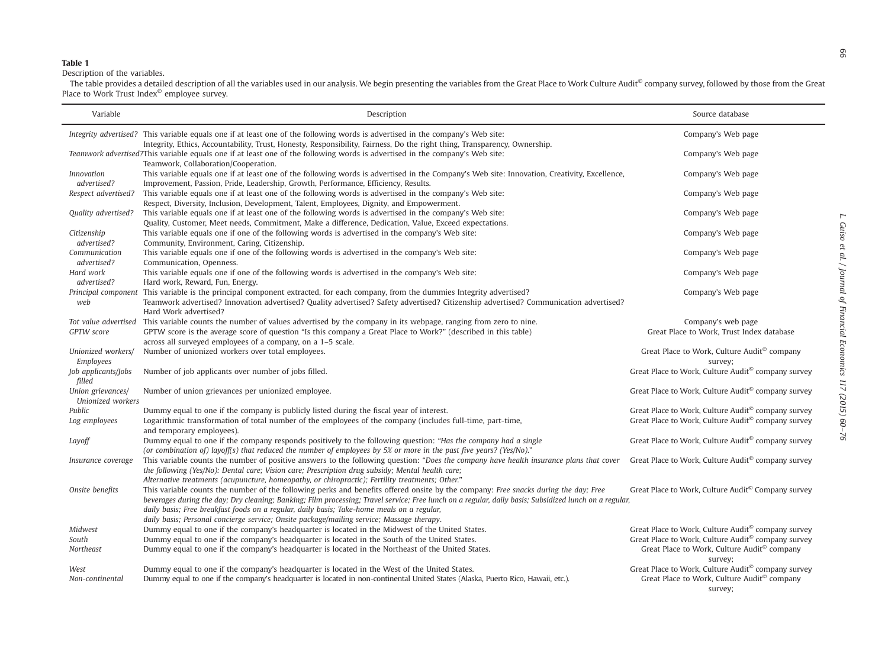**Table 1**

Description of the variables.

The table provides a detailed description of all the variables used in our analysis. We begin presenting the variables from the Great Place to Work Culture Audit© company survey, followed by those from the Great Place to Work Trust Index© employee survey.

| Variable | Description | Source database |
|---|---|---|
| *Integrity advertised?* | This variable equals one if at least one of the following words is advertised in the company's Web site: Integrity, Ethics, Accountability, Trust, Honesty, Responsibility, Fairness, Do the right thing, Transparency, Ownership. | Company's Web page |
| *Teamwork advertised?* | This variable equals one if at least one of the following words is advertised in the company's Web site: Teamwork, Collaboration/Cooperation. | Company's Web page |
| *Innovation advertised?* | This variable equals one if at least one of the following words is advertised in the Company's Web site: Innovation, Creativity, Excellence, Improvement, Passion, Pride, Leadership, Growth, Performance, Efficiency, Results. | Company's Web page |
| *Respect advertised?* | This variable equals one if at least one of the following words is advertised in the company's Web site: Respect, Diversity, Inclusion, Development, Talent, Employees, Dignity, and Empowerment. | Company's Web page |
| *Quality advertised?* | This variable equals one if at least one of the following words is advertised in the company's Web site: Quality, Customer, Meet needs, Commitment, Make a difference, Dedication, Value, Exceed expectations. | Company's Web page |
| *Citizenship advertised?* | This variable equals one if one of the following words is advertised in the company's Web site: Community, Environment, Caring, Citizenship. | Company's Web page |
| *Communication advertised?* | This variable equals one if one of the following words is advertised in the company's Web site: Communication, Openness. | Company's Web page |
| *Hard work advertised?* | This variable equals one if one of the following words is advertised in the company's Web site: Hard work, Reward, Fun, Energy. | Company's Web page |
| *Principal component web* | This variable is the principal component extracted, for each company, from the dummies Integrity advertised? Teamwork advertised? Innovation advertised? Quality advertised? Safety advertised? Citizenship advertised? Communication advertised? Hard Work advertised? | Company's Web page |
| *Tot value advertised* | This variable counts the number of values advertised by the company in its webpage, ranging from zero to nine. | Company's web page |
| *GPTW score* | GPTW score is the average score of question "Is this company a Great Place to Work?" (described in this table) across all surveyed employees of a company, on a 1–5 scale. | Great Place to Work, Trust Index database |
| *Unionized workers/ Employees* | Number of unionized workers over total employees. | Great Place to Work, Culture Audit© company survey; |
| *Job applicants/Jobs filled* | Number of job applicants over number of jobs filled. | Great Place to Work, Culture Audit© company survey |
| *Union grievances/ Unionized workers* | Number of union grievances per unionized employee. | Great Place to Work, Culture Audit© company survey |
| *Public* | Dummy equal to one if the company is publicly listed during the fiscal year of interest. | Great Place to Work, Culture Audit© company survey |
| *Log employees* | Logarithmic transformation of total number of the employees of the company (includes full-time, part-time, and temporary employees). | Great Place to Work, Culture Audit© company survey |
| *Layoff* | Dummy equal to one if the company responds positively to the following question: *"Has the company had a single (or combination of) layoff(s) that reduced the number of employees by 5% or more in the past five years? (Yes/No)."* | Great Place to Work, Culture Audit© company survey |
| *Insurance coverage* | This variable counts the number of positive answers to the following question: *"Does the company have health insurance plans that cover the following (Yes/No): Dental care; Vision care; Prescription drug subsidy; Mental health care; Alternative treatments (acupuncture, homeopathy, or chiropractic); Fertility treatments; Other."* | Great Place to Work, Culture Audit© company survey |
| *Onsite benefits* | This variable counts the number of the following perks and benefits offered onsite by the company: *Free snacks during the day; Free beverages during the day; Dry cleaning; Banking; Film processing; Travel service; Free lunch on a regular, daily basis; Subsidized lunch on a regular, daily basis; Free breakfast foods on a regular, daily basis; Take-home meals on a regular, daily basis; Personal concierge service; Onsite package/mailing service; Massage therapy*. | Great Place to Work, Culture Audit© Company survey |
| *Midwest* | Dummy equal to one if the company's headquarter is located in the Midwest of the United States. | Great Place to Work, Culture Audit© company survey |
| *South* | Dummy equal to one if the company's headquarter is located in the South of the United States. | Great Place to Work, Culture Audit© company survey |
| *Northeast* | Dummy equal to one if the company's headquarter is located in the Northeast of the United States. | Great Place to Work, Culture Audit© company survey; |
| *West* | Dummy equal to one if the company's headquarter is located in the West of the United States. | Great Place to Work, Culture Audit© company survey |
| *Non-continental* | Dummy equal to one if the company's headquarter is located in non-continental United States (Alaska, Puerto Rico, Hawaii, etc.). | Great Place to Work, Culture Audit© company survey; |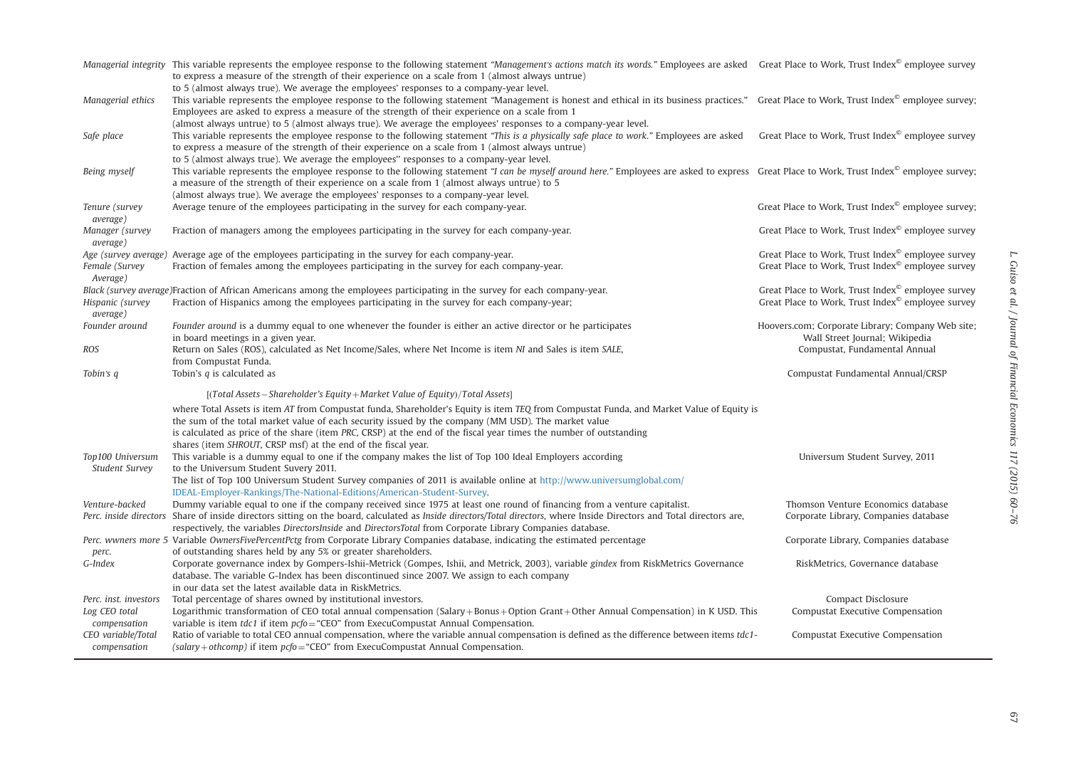| | | |
|---|---|---|
| *Managerial integrity* | This variable represents the employee response to the following statement *"Management's actions match its words."* Employees are asked to express a measure of the strength of their experience on a scale from 1 (almost always untrue) to 5 (almost always true). We average the employees' responses to a company-year level. | Great Place to Work, Trust Index© employee survey |
| *Managerial ethics* | This variable represents the employee response to the following statement "Management is honest and ethical in its business practices." Employees are asked to express a measure of the strength of their experience on a scale from 1 (almost always untrue) to 5 (almost always true). We average the employees' responses to a company-year level. | Great Place to Work, Trust Index© employee survey; |
| *Safe place* | This variable represents the employee response to the following statement *"This is a physically safe place to work."* Employees are asked to express a measure of the strength of their experience on a scale from 1 (almost always untrue) to 5 (almost always true). We average the employees'' responses to a company-year level. | Great Place to Work, Trust Index© employee survey |
| *Being myself* | This variable represents the employee response to the following statement *"I can be myself around here."* Employees are asked to express a measure of the strength of their experience on a scale from 1 (almost always untrue) to 5 (almost always true). We average the employees' responses to a company-year level. | Great Place to Work, Trust Index© employee survey; |
| *Tenure (survey average)* | Average tenure of the employees participating in the survey for each company-year. | Great Place to Work, Trust Index© employee survey; |
| *Manager (survey average)* | Fraction of managers among the employees participating in the survey for each company-year. | Great Place to Work, Trust Index© employee survey |
| *Age (survey average)* | Average age of the employees participating in the survey for each company-year. | Great Place to Work, Trust Index© employee survey |
| *Female (Survey Average)* | Fraction of females among the employees participating in the survey for each company-year. | Great Place to Work, Trust Index© employee survey |
| *Black (survey average)* | Fraction of African Americans among the employees participating in the survey for each company-year. | Great Place to Work, Trust Index© employee survey |
| *Hispanic (survey average)* | Fraction of Hispanics among the employees participating in the survey for each company-year; | Great Place to Work, Trust Index© employee survey |
| *Founder around* | *Founder around* is a dummy equal to one whenever the founder is either an active director or he participates in board meetings in a given year. | Hoovers.com; Corporate Library; Company Web site; Wall Street Journal; Wikipedia |
| *ROS* | Return on Sales (ROS), calculated as Net Income/Sales, where Net Income is item *NI* and Sales is item *SALE*, from Compustat Funda. | Compustat, Fundamental Annual |
| *Tobin's q* | Tobin's *q* is calculated as $[(Total\ Assets - Shareholder's\ Equity + Market\ Value\ of\ Equity)/Total\ Assets]$ where Total Assets is item *AT* from Compustat funda, Shareholder's Equity is item *TEQ* from Compustat Funda, and Market Value of Equity is the sum of the total market value of each security issued by the company (MM USD). The market value is calculated as price of the share (item *PRC*, CRSP) at the end of the fiscal year times the number of outstanding shares (item *SHROUT*, CRSP msf) at the end of the fiscal year. | Compustat Fundamental Annual/CRSP |
| *Top100 Universum Student Survey* | This variable is a dummy equal to one if the company makes the list of Top 100 Ideal Employers according to the Universum Student Suvery 2011. The list of Top 100 Universum Student Survey companies of 2011 is available online at http://www.universumglobal.com/IDEAL-Employer-Rankings/The-National-Editions/American-Student-Survey. | Universum Student Survey, 2011 |
| *Venture-backed* | Dummy variable equal to one if the company received since 1975 at least one round of financing from a venture capitalist. | Thomson Venture Economics database |
| *Perc. inside directors* | Share of inside directors sitting on the board, calculated as *Inside directors/Total directors*, where Inside Directors and Total directors are, respectively, the variables *DirectorsInside* and *DirectorsTotal* from Corporate Library Companies database. | Corporate Library, Companies database |
| *Perc. wwners more 5 perc.* | Variable *OwnersFivePercentPctg* from Corporate Library Companies database, indicating the estimated percentage of outstanding shares held by any 5% or greater shareholders. | Corporate Library, Companies database |
| *G-Index* | Corporate governance index by Gompers-Ishii-Metrick (Gompes, Ishii, and Metrick, 2003), variable *gindex* from RiskMetrics Governance database. The variable G-Index has been discontinued since 2007. We assign to each company in our data set the latest available data in RiskMetrics. | RiskMetrics, Governance database |
| *Perc. inst. investors* | Total percentage of shares owned by institutional investors. | Compact Disclosure |
| *Log CEO total compensation* | Logarithmic transformation of CEO total annual compensation (Salary+Bonus+Option Grant+Other Annual Compensation) in K USD. This variable is item *tdc1* if item *pcfo*="CEO" from ExecuCompustat Annual Compensation. | Compustat Executive Compensation |
| *CEO variable/Total compensation* | Ratio of variable to total CEO annual compensation, where the variable annual compensation is defined as the difference between items *tdc1-(salary+othcomp)* if item *pcfo*="CEO" from ExecuCompustat Annual Compensation. | Compustat Executive Compensation |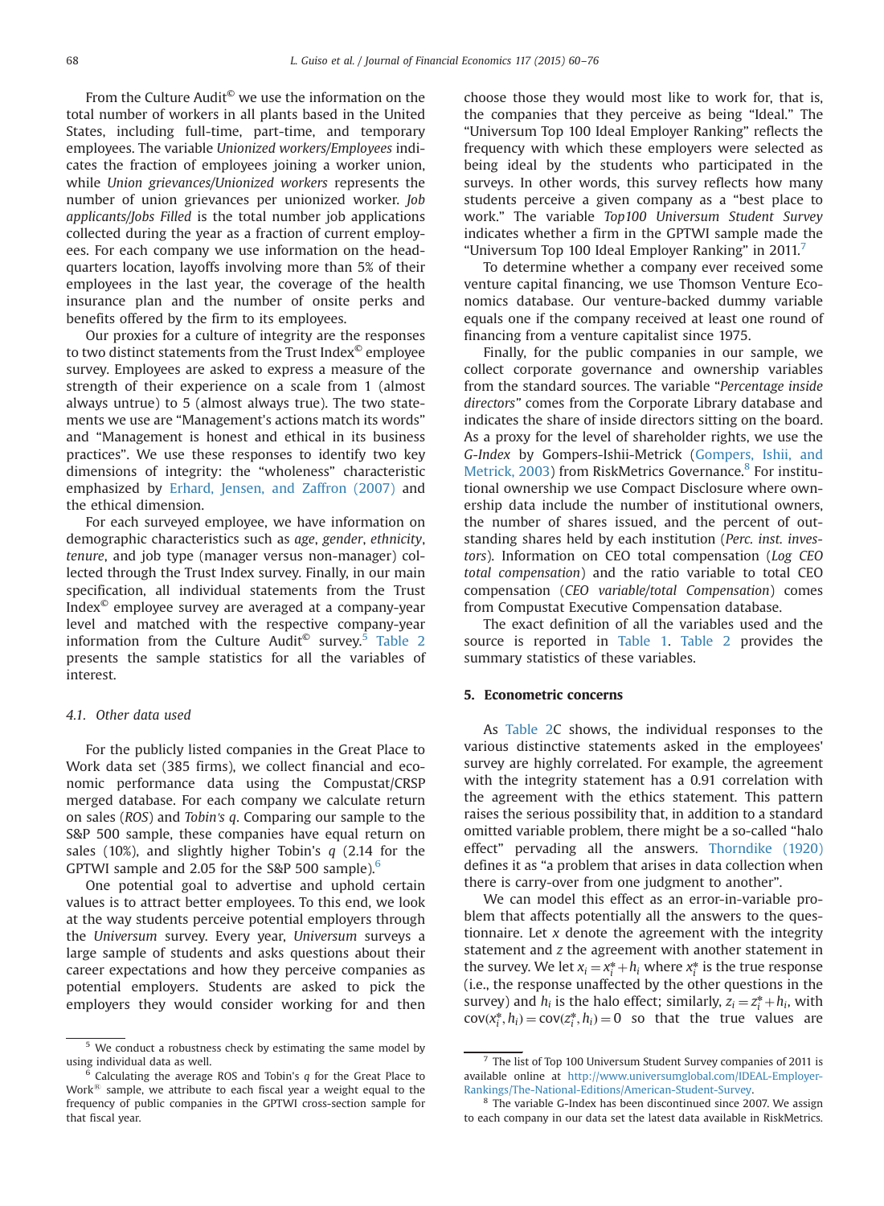From the Culture Audit© we use the information on the total number of workers in all plants based in the United States, including full-time, part-time, and temporary employees. The variable *Unionized workers/Employees* indicates the fraction of employees joining a worker union, while *Union grievances/Unionized workers* represents the number of union grievances per unionized worker. *Job applicants/Jobs Filled* is the total number job applications collected during the year as a fraction of current employees. For each company we use information on the headquarters location, layoffs involving more than 5% of their employees in the last year, the coverage of the health insurance plan and the number of onsite perks and benefits offered by the firm to its employees.

Our proxies for a culture of integrity are the responses to two distinct statements from the Trust Index© employee survey. Employees are asked to express a measure of the strength of their experience on a scale from 1 (almost always untrue) to 5 (almost always true). The two statements we use are "Management's actions match its words" and "Management is honest and ethical in its business practices". We use these responses to identify two key dimensions of integrity: the "wholeness" characteristic emphasized by Erhard, Jensen, and Zaffron (2007) and the ethical dimension.

For each surveyed employee, we have information on demographic characteristics such as *age*, *gender*, *ethnicity*, *tenure*, and job type (manager versus non-manager) collected through the Trust Index survey. Finally, in our main specification, all individual statements from the Trust Index© employee survey are averaged at a company-year level and matched with the respective company-year information from the Culture Audit© survey.[5] Table 2 presents the sample statistics for all the variables of interest.

### 4.1. Other data used

For the publicly listed companies in the Great Place to Work data set (385 firms), we collect financial and economic performance data using the Compustat/CRSP merged database. For each company we calculate return on sales (*ROS*) and *Tobin's q*. Comparing our sample to the S&P 500 sample, these companies have equal return on sales (10%), and slightly higher Tobin's *q* (2.14 for the GPTWI sample and 2.05 for the S&P 500 sample).[6]

One potential goal to advertise and uphold certain values is to attract better employees. To this end, we look at the way students perceive potential employers through the *Universum* survey. Every year, *Universum* surveys a large sample of students and asks questions about their career expectations and how they perceive companies as potential employers. Students are asked to pick the employers they would consider working for and then choose those they would most like to work for, that is, the companies that they perceive as being "Ideal." The "Universum Top 100 Ideal Employer Ranking" reflects the frequency with which these employers were selected as being ideal by the students who participated in the surveys. In other words, this survey reflects how many students perceive a given company as a "best place to work." The variable *Top100 Universum Student Survey* indicates whether a firm in the GPTWI sample made the "Universum Top 100 Ideal Employer Ranking" in 2011.[7]

To determine whether a company ever received some venture capital financing, we use Thomson Venture Economics database. Our venture-backed dummy variable equals one if the company received at least one round of financing from a venture capitalist since 1975.

Finally, for the public companies in our sample, we collect corporate governance and ownership variables from the standard sources. The variable "*Percentage inside directors*" comes from the Corporate Library database and indicates the share of inside directors sitting on the board. As a proxy for the level of shareholder rights, we use the *G-Index* by Gompers-Ishii-Metrick (Gompers, Ishii, and Metrick, 2003) from RiskMetrics Governance.[8] For institutional ownership we use Compact Disclosure where ownership data include the number of institutional owners, the number of shares issued, and the percent of outstanding shares held by each institution (*Perc. inst. investors*). Information on CEO total compensation (*Log CEO total compensation*) and the ratio variable to total CEO compensation (*CEO variable/total Compensation*) comes from Compustat Executive Compensation database.

The exact definition of all the variables used and the source is reported in Table 1. Table 2 provides the summary statistics of these variables.

## 5. Econometric concerns

As Table 2C shows, the individual responses to the various distinctive statements asked in the employees' survey are highly correlated. For example, the agreement with the integrity statement has a 0.91 correlation with the agreement with the ethics statement. This pattern raises the serious possibility that, in addition to a standard omitted variable problem, there might be a so-called "halo effect" pervading all the answers. Thorndike (1920) defines it as "a problem that arises in data collection when there is carry-over from one judgment to another".

We can model this effect as an error-in-variable problem that affects potentially all the answers to the questionnaire. Let $x$ denote the agreement with the integrity statement and $z$ the agreement with another statement in the survey. We let $x_i = x_i^* + h_i$ where $x_i^*$ is the true response (i.e., the response unaffected by the other questions in the survey) and $h_i$ is the halo effect; similarly, $z_i = z_i^* + h_i$, with $\text{cov}(x_i^*, h_i) = \text{cov}(z_i^*, h_i) = 0$ so that the true values are

---

[5] We conduct a robustness check by estimating the same model by using individual data as well.

[6] Calculating the average ROS and Tobin's *q* for the Great Place to Work® sample, we attribute to each fiscal year a weight equal to the frequency of public companies in the GPTWI cross-section sample for that fiscal year.

[7] The list of Top 100 Universum Student Survey companies of 2011 is available online at http://www.universumglobal.com/IDEAL-Employer-Rankings/The-National-Editions/American-Student-Survey.

[8] The variable G-Index has been discontinued since 2007. We assign to each company in our data set the latest data available in RiskMetrics.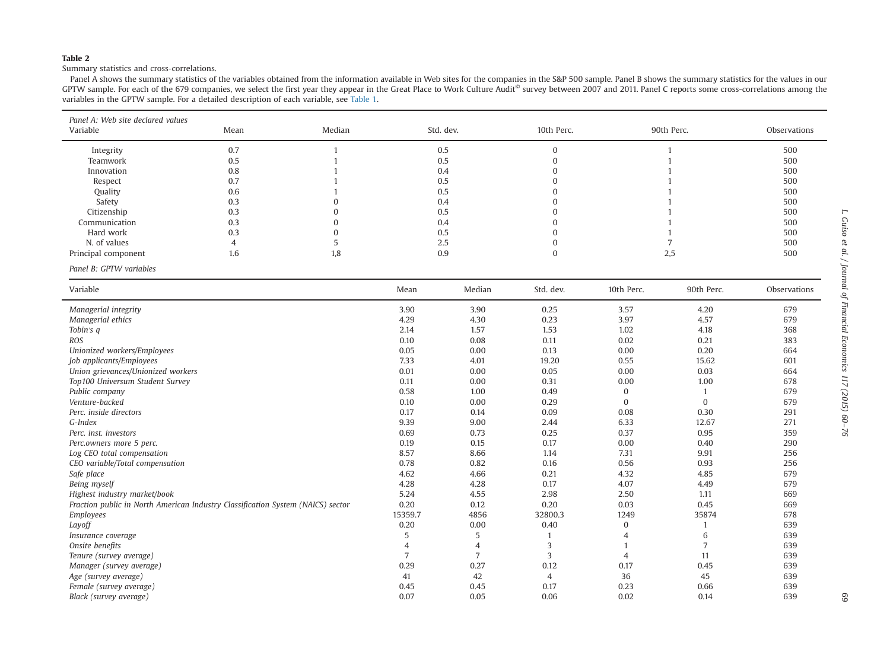**Table 2**

Summary statistics and cross-correlations.

Panel A shows the summary statistics of the variables obtained from the information available in Web sites for the companies in the S&P 500 sample. Panel B shows the summary statistics for the values in our GPTW sample. For each of the 679 companies, we select the first year they appear in the Great Place to Work Culture Audit© survey between 2007 and 2011. Panel C reports some cross-correlations among the variables in the GPTW sample. For a detailed description of each variable, see Table 1.

*Panel A: Web site declared values*

| Variable | Mean | Median | Std. dev. | 10th Perc. | 90th Perc. | Observations |
|---|---|---|---|---|---|---|
| Integrity | 0.7 | 1 | 0.5 | 0 | 1 | 500 |
| Teamwork | 0.5 | 1 | 0.5 | 0 | 1 | 500 |
| Innovation | 0.8 | 1 | 0.4 | 0 | 1 | 500 |
| Respect | 0.7 | 1 | 0.5 | 0 | 1 | 500 |
| Quality | 0.6 | 1 | 0.5 | 0 | 1 | 500 |
| Safety | 0.3 | 0 | 0.4 | 0 | 1 | 500 |
| Citizenship | 0.3 | 0 | 0.5 | 0 | 1 | 500 |
| Communication | 0.3 | 0 | 0.4 | 0 | 1 | 500 |
| Hard work | 0.3 | 0 | 0.5 | 0 | 1 | 500 |
| N. of values | 4 | 5 | 2.5 | 0 | 7 | 500 |
| Principal component | 1.6 | 1,8 | 0.9 | 0 | 2,5 | 500 |

*Panel B: GPTW variables*

| Variable | Mean | Median | Std. dev. | 10th Perc. | 90th Perc. | Observations |
|---|---|---|---|---|---|---|
| *Managerial integrity* | 3.90 | 3.90 | 0.25 | 3.57 | 4.20 | 679 |
| *Managerial ethics* | 4.29 | 4.30 | 0.23 | 3.97 | 4.57 | 679 |
| *Tobin's q* | 2.14 | 1.57 | 1.53 | 1.02 | 4.18 | 368 |
| *ROS* | 0.10 | 0.08 | 0.11 | 0.02 | 0.21 | 383 |
| *Unionized workers/Employees* | 0.05 | 0.00 | 0.13 | 0.00 | 0.20 | 664 |
| *Job applicants/Employees* | 7.33 | 4.01 | 19.20 | 0.55 | 15.62 | 601 |
| *Union grievances/Unionized workers* | 0.01 | 0.00 | 0.05 | 0.00 | 0.03 | 664 |
| *Top100 Universum Student Survey* | 0.11 | 0.00 | 0.31 | 0.00 | 1.00 | 678 |
| *Public company* | 0.58 | 1.00 | 0.49 | 0 | 1 | 679 |
| *Venture-backed* | 0.10 | 0.00 | 0.29 | 0 | 0 | 679 |
| *Perc. inside directors* | 0.17 | 0.14 | 0.09 | 0.08 | 0.30 | 291 |
| *G-Index* | 9.39 | 9.00 | 2.44 | 6.33 | 12.67 | 271 |
| *Perc. inst. investors* | 0.69 | 0.73 | 0.25 | 0.37 | 0.95 | 359 |
| *Perc.owners more 5 perc.* | 0.19 | 0.15 | 0.17 | 0.00 | 0.40 | 290 |
| *Log CEO total compensation* | 8.57 | 8.66 | 1.14 | 7.31 | 9.91 | 256 |
| *CEO variable/Total compensation* | 0.78 | 0.82 | 0.16 | 0.56 | 0.93 | 256 |
| *Safe place* | 4.62 | 4.66 | 0.21 | 4.32 | 4.85 | 679 |
| *Being myself* | 4.28 | 4.28 | 0.17 | 4.07 | 4.49 | 679 |
| *Highest industry market/book* | 5.24 | 4.55 | 2.98 | 2.50 | 1.11 | 669 |
| *Fraction public in North American Industry Classification System (NAICS) sector* | 0.20 | 0.12 | 0.20 | 0.03 | 0.45 | 669 |
| *Employees* | 15359.7 | 4856 | 32800.3 | 1249 | 35874 | 678 |
| *Layoff* | 0.20 | 0.00 | 0.40 | 0 | 1 | 639 |
| *Insurance coverage* | 5 | 5 | 1 | 4 | 6 | 639 |
| *Onsite benefits* | 4 | 4 | 3 | 1 | 7 | 639 |
| *Tenure (survey average)* | 7 | 7 | 3 | 4 | 11 | 639 |
| *Manager (survey average)* | 0.29 | 0.27 | 0.12 | 0.17 | 0.45 | 639 |
| *Age (survey average)* | 41 | 42 | 4 | 36 | 45 | 639 |
| *Female (survey average)* | 0.45 | 0.45 | 0.17 | 0.23 | 0.66 | 639 |
| *Black (survey average)* | 0.07 | 0.05 | 0.06 | 0.02 | 0.14 | 639 |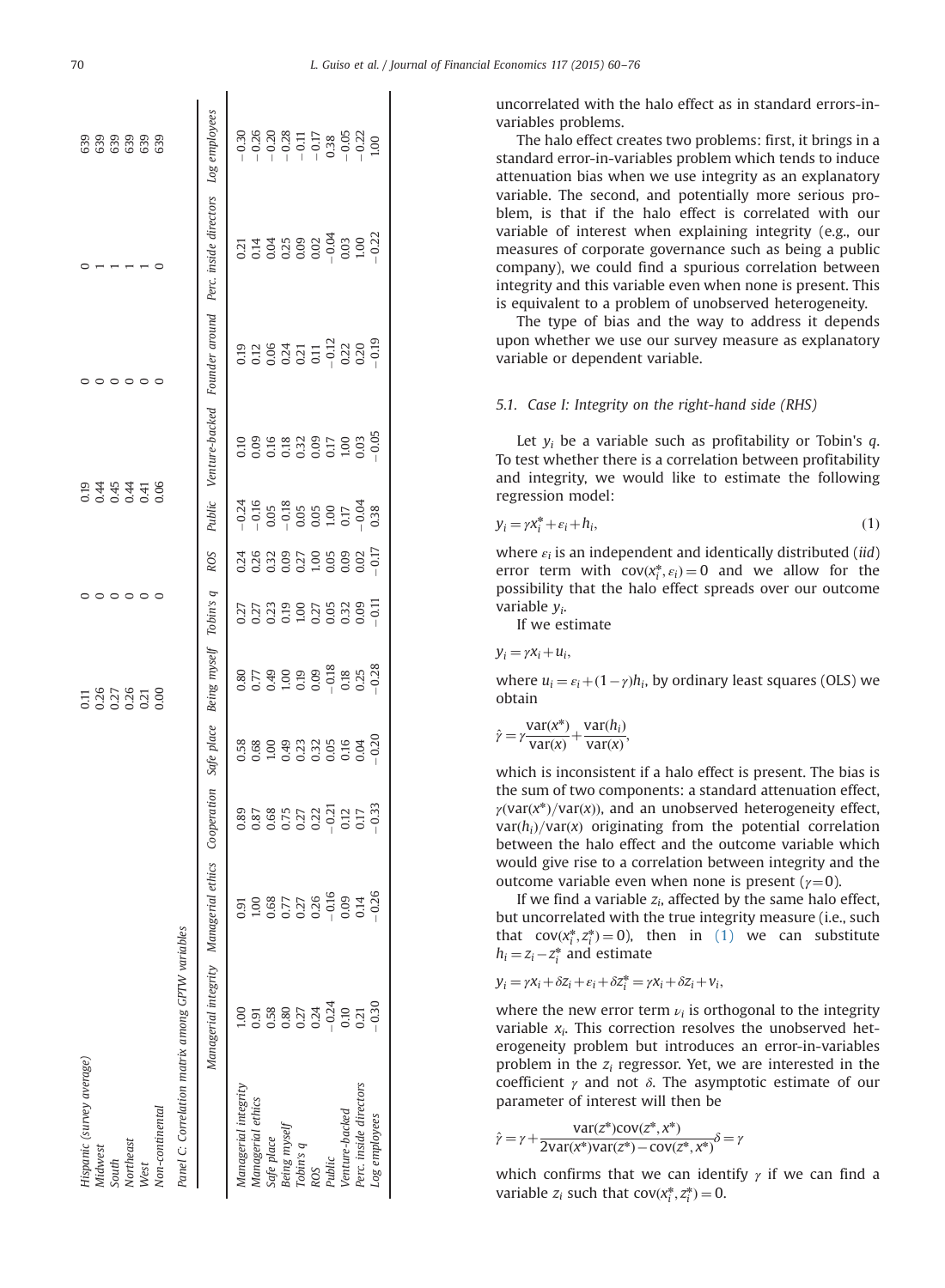| | | | | | | |
|---|---|---|---|---|---|---|
| Hispanic (survey average) | 0.11 | 0 | 0.19 | 0 | 0 | 639 |
| Midwest | 0.26 | 0 | 0.44 | 0 | 1 | 639 |
| South | 0.27 | 0 | 0.45 | 0 | 1 | 639 |
| Northeast | 0.26 | 0 | 0.44 | 0 | 1 | 639 |
| West | 0.21 | 0 | 0.41 | 0 | 1 | 639 |
| Non-continental | 0.00 | 0 | 0.06 | 0 | 0 | 639 |

Panel C: Correlation matrix among GPTW variables

| | Managerial integrity | Managerial ethics | Cooperation | Safe place | Being myself | Tobin's q | ROS | Public | Venture-backed | Founder around | Perc. inside directors | Log employees |
|---|---|---|---|---|---|---|---|---|---|---|---|---|
| Managerial integrity | 1.00 | 0.91 | 0.89 | 0.58 | 0.80 | 0.27 | 0.24 | −0.24 | 0.10 | 0.19 | 0.21 | −0.30 |
| Managerial ethics | 0.91 | 1.00 | 0.87 | 0.68 | 0.77 | 0.27 | 0.26 | −0.16 | 0.09 | 0.12 | 0.14 | −0.26 |
| Safe place | 0.58 | 0.68 | 0.68 | 1.00 | 0.49 | 0.23 | 0.32 | 0.05 | 0.16 | 0.06 | 0.04 | −0.20 |
| Being myself | 0.80 | 0.77 | 0.75 | 0.49 | 1.00 | 0.19 | 0.09 | −0.18 | 0.18 | 0.24 | 0.25 | −0.28 |
| Tobin's q | 0.27 | 0.27 | 0.27 | 0.23 | 0.19 | 1.00 | 0.27 | 0.05 | 0.32 | 0.21 | 0.09 | −0.11 |
| ROS | 0.24 | 0.26 | 0.22 | 0.32 | 0.09 | 0.27 | 1.00 | 0.05 | 0.09 | 0.11 | 0.02 | −0.17 |
| Public | −0.24 | −0.16 | −0.21 | 0.05 | −0.18 | 0.05 | 0.05 | 1.00 | 0.17 | −0.12 | −0.04 | 0.38 |
| Venture-backed | 0.10 | 0.09 | 0.12 | 0.16 | 0.18 | 0.32 | 0.09 | 0.17 | 1.00 | 0.22 | 0.03 | −0.05 |
| Perc. inside directors | 0.21 | 0.14 | 0.17 | 0.04 | 0.25 | 0.09 | 0.02 | −0.04 | 0.03 | 0.20 | 1.00 | −0.22 |
| Log employees | −0.30 | −0.26 | −0.33 | −0.20 | −0.28 | −0.11 | −0.17 | 0.38 | −0.05 | −0.19 | −0.22 | 1.00 |

uncorrelated with the halo effect as in standard errors-in-variables problems.

The halo effect creates two problems: first, it brings in a standard error-in-variables problem which tends to induce attenuation bias when we use integrity as an explanatory variable. The second, and potentially more serious problem, is that if the halo effect is correlated with our variable of interest when explaining integrity (e.g., our measures of corporate governance such as being a public company), we could find a spurious correlation between integrity and this variable even when none is present. This is equivalent to a problem of unobserved heterogeneity.

The type of bias and the way to address it depends upon whether we use our survey measure as explanatory variable or dependent variable.

### 5.1. Case I: Integrity on the right-hand side (RHS)

Let $y_i$ be a variable such as profitability or Tobin's $q$. To test whether there is a correlation between profitability and integrity, we would like to estimate the following regression model:

$$y_i = \gamma x_i^* + \varepsilon_i + h_i, \tag{1}$$

where $\varepsilon_i$ is an independent and identically distributed (*iid*) error term with $\text{cov}(x_i^*, \varepsilon_i) = 0$ and we allow for the possibility that the halo effect spreads over our outcome variable $y_i$.

If we estimate

$$y_i = \gamma x_i + u_i,$$

where $u_i = \varepsilon_i + (1-\gamma)h_i$, by ordinary least squares (OLS) we obtain

$$\hat{\gamma} = \gamma \frac{\text{var}(x^*)}{\text{var}(x)} + \frac{\text{var}(h_i)}{\text{var}(x)},$$

which is inconsistent if a halo effect is present. The bias is the sum of two components: a standard attenuation effect, $\gamma(\text{var}(x^*)/\text{var}(x))$, and an unobserved heterogeneity effect, $\text{var}(h_i)/\text{var}(x)$ originating from the potential correlation between the halo effect and the outcome variable which would give rise to a correlation between integrity and the outcome variable even when none is present ($\gamma = 0$).

If we find a variable $z_i$, affected by the same halo effect, but uncorrelated with the true integrity measure (i.e., such that $\text{cov}(x_i^*, z_i^*) = 0$), then in (1) we can substitute $h_i = z_i - z_i^*$ and estimate

$$y_i = \gamma x_i + \delta z_i + \varepsilon_i + \delta z_i^* = \gamma x_i + \delta z_i + v_i,$$

where the new error term $v_i$ is orthogonal to the integrity variable $x_i$. This correction resolves the unobserved heterogeneity problem but introduces an error-in-variables problem in the $z_i$ regressor. Yet, we are interested in the coefficient $\gamma$ and not $\delta$. The asymptotic estimate of our parameter of interest will then be

$$\hat{\gamma} = \gamma + \frac{\text{var}(z^*)\text{cov}(z^*, x^*)}{2\text{var}(x^*)\text{var}(z^*) - \text{cov}(z^*, x^*)}\delta = \gamma$$

which confirms that we can identify $\gamma$ if we can find a variable $z_i$ such that $\text{cov}(x_i^*, z_i^*) = 0$.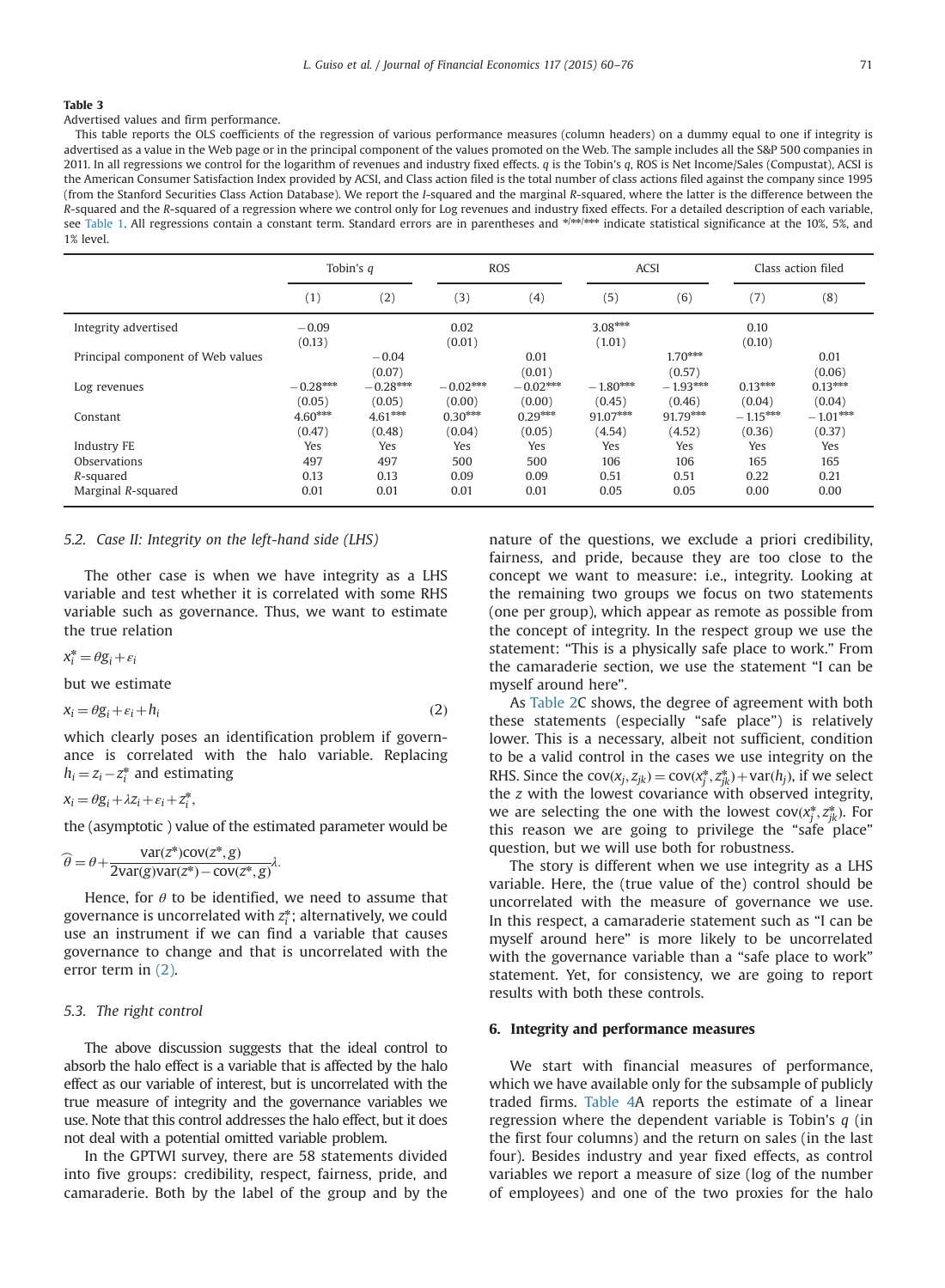**Table 3**

Advertised values and firm performance.

This table reports the OLS coefficients of the regression of various performance measures (column headers) on a dummy equal to one if integrity is advertised as a value in the Web page or in the principal component of the values promoted on the Web. The sample includes all the S&P 500 companies in 2011. In all regressions we control for the logarithm of revenues and industry fixed effects. $q$ is the Tobin's $q$, ROS is Net Income/Sales (Compustat), ACSI is the American Consumer Satisfaction Index provided by ACSI, and Class action filed is the total number of class actions filed against the company since 1995 (from the Stanford Securities Class Action Database). We report the $I$-squared and the marginal $R$-squared, where the latter is the difference between the $R$-squared and the $R$-squared of a regression where we control only for Log revenues and industry fixed effects. For a detailed description of each variable, see Table 1. All regressions contain a constant term. Standard errors are in parentheses and */**/*** indicate statistical significance at the 10%, 5%, and 1% level.

| | Tobin's $q$ | | ROS | | ACSI | | Class action filed | |
|---|---|---|---|---|---|---|---|---|
| | (1) | (2) | (3) | (4) | (5) | (6) | (7) | (8) |
| Integrity advertised | −0.09 | | 0.02 | | 3.08*** | | 0.10 | |
| | (0.13) | | (0.01) | | (1.01) | | (0.10) | |
| Principal component of Web values | | −0.04 | | 0.01 | | 1.70*** | | 0.01 |
| | | (0.07) | | (0.01) | | (0.57) | | (0.06) |
| Log revenues | −0.28*** | −0.28*** | −0.02*** | −0.02*** | −1.80*** | −1.93*** | 0.13*** | 0.13*** |
| | (0.05) | (0.05) | (0.00) | (0.00) | (0.45) | (0.46) | (0.04) | (0.04) |
| Constant | 4.60*** | 4.61*** | 0.30*** | 0.29*** | 91.07*** | 91.79*** | −1.15*** | −1.01*** |
| | (0.47) | (0.48) | (0.04) | (0.05) | (4.54) | (4.52) | (0.36) | (0.37) |
| Industry FE | Yes | Yes | Yes | Yes | Yes | Yes | Yes | Yes |
| Observations | 497 | 497 | 500 | 500 | 106 | 106 | 165 | 165 |
| $R$-squared | 0.13 | 0.13 | 0.09 | 0.09 | 0.51 | 0.51 | 0.22 | 0.21 |
| Marginal $R$-squared | 0.01 | 0.01 | 0.01 | 0.01 | 0.05 | 0.05 | 0.00 | 0.00 |

### 5.2. Case II: Integrity on the left-hand side (LHS)

The other case is when we have integrity as a LHS variable and test whether it is correlated with some RHS variable such as governance. Thus, we want to estimate the true relation

$$x_i^* = \theta g_i + \varepsilon_i$$

but we estimate

$$x_i = \theta g_i + \varepsilon_i + h_i \tag{2}$$

which clearly poses an identification problem if governance is correlated with the halo variable. Replacing $h_i = z_i - z_i^*$ and estimating

$$x_i = \theta g_i + \lambda z_i + \varepsilon_i + z_i^*,$$

the (asymptotic ) value of the estimated parameter would be

$$\widehat{\theta} = \theta + \frac{\text{var}(z^*)\text{cov}(z^*, g)}{2\text{var}(g)\text{var}(z^*) - \text{cov}(z^*, g)}\lambda.$$

Hence, for $\theta$ to be identified, we need to assume that governance is uncorrelated with $z_i^*$; alternatively, we could use an instrument if we can find a variable that causes governance to change and that is uncorrelated with the error term in (2).

### 5.3. The right control

The above discussion suggests that the ideal control to absorb the halo effect is a variable that is affected by the halo effect as our variable of interest, but is uncorrelated with the true measure of integrity and the governance variables we use. Note that this control addresses the halo effect, but it does not deal with a potential omitted variable problem.

In the GPTWI survey, there are 58 statements divided into five groups: credibility, respect, fairness, pride, and camaraderie. Both by the label of the group and by the nature of the questions, we exclude a priori credibility, fairness, and pride, because they are too close to the concept we want to measure: i.e., integrity. Looking at the remaining two groups we focus on two statements (one per group), which appear as remote as possible from the concept of integrity. In the respect group we use the statement: "This is a physically safe place to work." From the camaraderie section, we use the statement "I can be myself around here".

As Table 2C shows, the degree of agreement with both these statements (especially "safe place") is relatively lower. This is a necessary, albeit not sufficient, condition to be a valid control in the cases we use integrity on the RHS. Since the $\text{cov}(x_j, z_{jk}) = \text{cov}(x_j^*, z_{jk}^*) + \text{var}(h_j)$, if we select the $z$ with the lowest covariance with observed integrity, we are selecting the one with the lowest $\text{cov}(x_j^*, z_{jk}^*)$. For this reason we are going to privilege the "safe place" question, but we will use both for robustness.

The story is different when we use integrity as a LHS variable. Here, the (true value of the) control should be uncorrelated with the measure of governance we use. In this respect, a camaraderie statement such as "I can be myself around here" is more likely to be uncorrelated with the governance variable than a "safe place to work" statement. Yet, for consistency, we are going to report results with both these controls.

## 6. Integrity and performance measures

We start with financial measures of performance, which we have available only for the subsample of publicly traded firms. Table 4A reports the estimate of a linear regression where the dependent variable is Tobin's $q$ (in the first four columns) and the return on sales (in the last four). Besides industry and year fixed effects, as control variables we report a measure of size (log of the number of employees) and one of the two proxies for the halo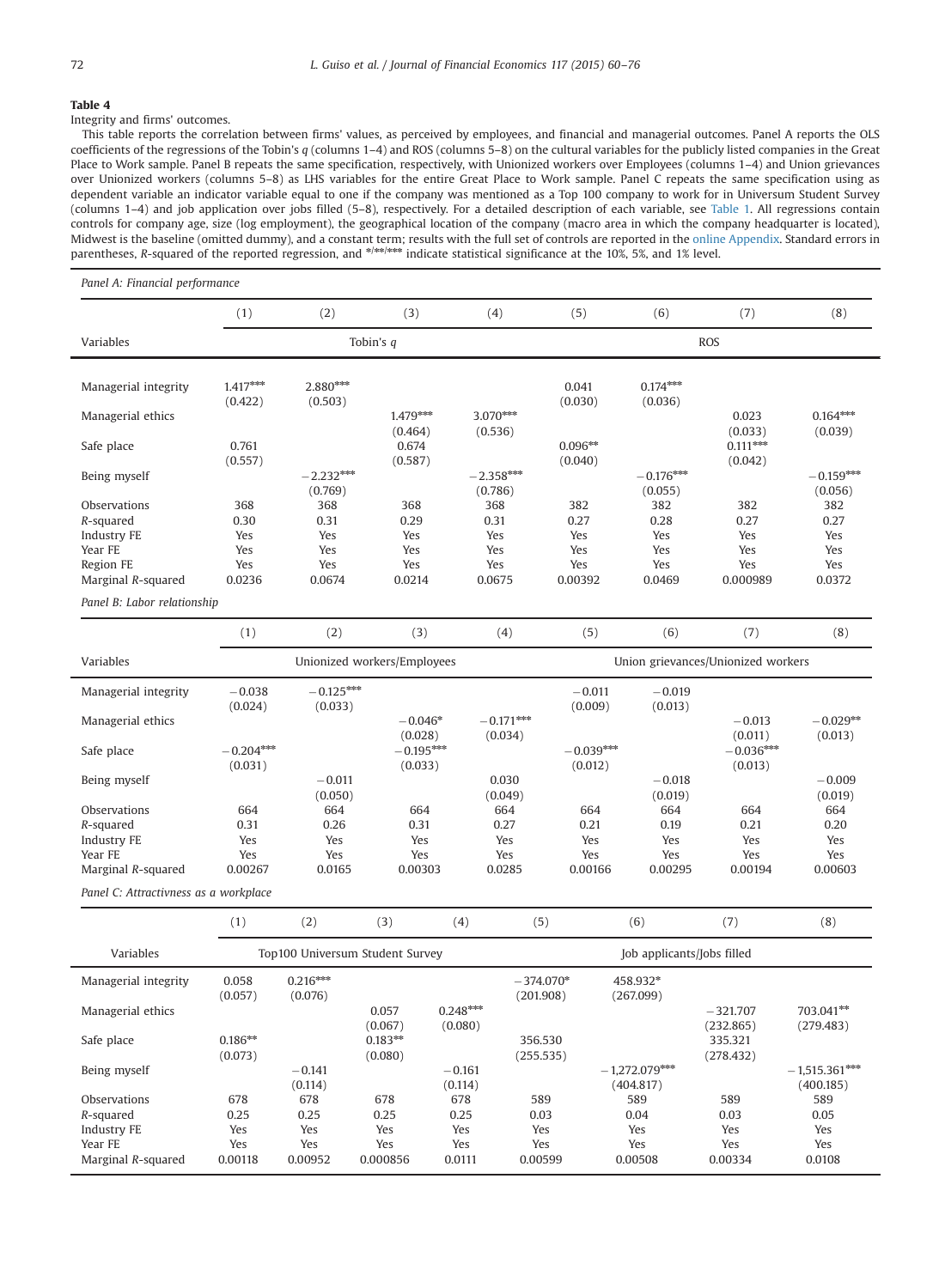**Table 4**

Integrity and firms' outcomes.

This table reports the correlation between firms' values, as perceived by employees, and financial and managerial outcomes. Panel A reports the OLS coefficients of the regressions of the Tobin's $q$ (columns 1–4) and ROS (columns 5–8) on the cultural variables for the publicly listed companies in the Great Place to Work sample. Panel B repeats the same specification, respectively, with Unionized workers over Employees (columns 1–4) and Union grievances over Unionized workers (columns 5–8) as LHS variables for the entire Great Place to Work sample. Panel C repeats the same specification using as dependent variable an indicator variable equal to one if the company was mentioned as a Top 100 company to work for in Universum Student Survey (columns 1–4) and job application over jobs filled (5–8), respectively. For a detailed description of each variable, see Table 1. All regressions contain controls for company age, size (log employment), the geographical location of the company (macro area in which the company headquarter is located), Midwest is the baseline (omitted dummy), and a constant term; results with the full set of controls are reported in the online Appendix. Standard errors in parentheses, $R$-squared of the reported regression, and */**/*** indicate statistical significance at the 10%, 5%, and 1% level.

*Panel A: Financial performance*

| | (1) | (2) | (3) | (4) | (5) | (6) | (7) | (8) |
|---|---|---|---|---|---|---|---|---|
| Variables | Tobin's $q$ | | | | ROS | | | |
| Managerial integrity | 1.417*** | 2.880*** | | | 0.041 | 0.174*** | | |
| | (0.422) | (0.503) | | | (0.030) | (0.036) | | |
| Managerial ethics | | | 1.479*** | 3.070*** | | | 0.023 | 0.164*** |
| | | | (0.464) | (0.536) | | | (0.033) | (0.039) |
| Safe place | 0.761 | | 0.674 | | 0.096** | | 0.111*** | |
| | (0.557) | | (0.587) | | (0.040) | | (0.042) | |
| Being myself | | −2.232*** | | −2.358*** | | −0.176*** | | −0.159*** |
| | | (0.769) | | (0.786) | | (0.055) | | (0.056) |
| Observations | 368 | 368 | 368 | 368 | 382 | 382 | 382 | 382 |
| $R$-squared | 0.30 | 0.31 | 0.29 | 0.31 | 0.27 | 0.28 | 0.27 | 0.27 |
| Industry FE | Yes | Yes | Yes | Yes | Yes | Yes | Yes | Yes |
| Year FE | Yes | Yes | Yes | Yes | Yes | Yes | Yes | Yes |
| Region FE | Yes | Yes | Yes | Yes | Yes | Yes | Yes | Yes |
| Marginal $R$-squared | 0.0236 | 0.0674 | 0.0214 | 0.0675 | 0.00392 | 0.0469 | 0.000989 | 0.0372 |

*Panel B: Labor relationship*

| | (1) | (2) | (3) | (4) | (5) | (6) | (7) | (8) |
|---|---|---|---|---|---|---|---|---|
| Variables | Unionized workers/Employees | | | | Union grievances/Unionized workers | | | |
| Managerial integrity | −0.038 | −0.125*** | | | −0.011 | −0.019 | | |
| | (0.024) | (0.033) | | | (0.009) | (0.013) | | |
| Managerial ethics | | | −0.046* | −0.171*** | | | −0.013 | −0.029** |
| | | | (0.028) | (0.034) | | | (0.011) | (0.013) |
| Safe place | −0.204*** | | −0.195*** | | −0.039*** | | −0.036*** | |
| | (0.031) | | (0.033) | | (0.012) | | (0.013) | |
| Being myself | | −0.011 | | 0.030 | | −0.018 | | −0.009 |
| | | (0.050) | | (0.049) | | (0.019) | | (0.019) |
| Observations | 664 | 664 | 664 | 664 | 664 | 664 | 664 | 664 |
| $R$-squared | 0.31 | 0.26 | 0.31 | 0.27 | 0.21 | 0.19 | 0.21 | 0.20 |
| Industry FE | Yes | Yes | Yes | Yes | Yes | Yes | Yes | Yes |
| Year FE | Yes | Yes | Yes | Yes | Yes | Yes | Yes | Yes |
| Marginal $R$-squared | 0.00267 | 0.0165 | 0.00303 | 0.0285 | 0.00166 | 0.00295 | 0.00194 | 0.00603 |

*Panel C: Attractivness as a workplace*

| | (1) | (2) | (3) | (4) | (5) | (6) | (7) | (8) |
|---|---|---|---|---|---|---|---|---|
| Variables | Top100 Universum Student Survey | | | | Job applicants/Jobs filled | | | |
| Managerial integrity | 0.058 | 0.216*** | | | −374.070* | 458.932* | | |
| | (0.057) | (0.076) | | | (201.908) | (267.099) | | |
| Managerial ethics | | | 0.057 | 0.248*** | | | −321.707 | 703.041** |
| | | | (0.067) | (0.080) | | | (232.865) | (279.483) |
| Safe place | 0.186** | | 0.183** | | 356.530 | | 335.321 | |
| | (0.073) | | (0.080) | | (255.535) | | (278.432) | |
| Being myself | | −0.141 | | −0.161 | | −1,272.079*** | | −1,515.361*** |
| | | (0.114) | | (0.114) | | (404.817) | | (400.185) |
| Observations | 678 | 678 | 678 | 678 | 589 | 589 | 589 | 589 |
| $R$-squared | 0.25 | 0.25 | 0.25 | 0.25 | 0.03 | 0.04 | 0.03 | 0.05 |
| Industry FE | Yes | Yes | Yes | Yes | Yes | Yes | Yes | Yes |
| Year FE | Yes | Yes | Yes | Yes | Yes | Yes | Yes | Yes |
| Marginal $R$-squared | 0.00118 | 0.00952 | 0.000856 | 0.0111 | 0.00599 | 0.00508 | 0.00334 | 0.0108 |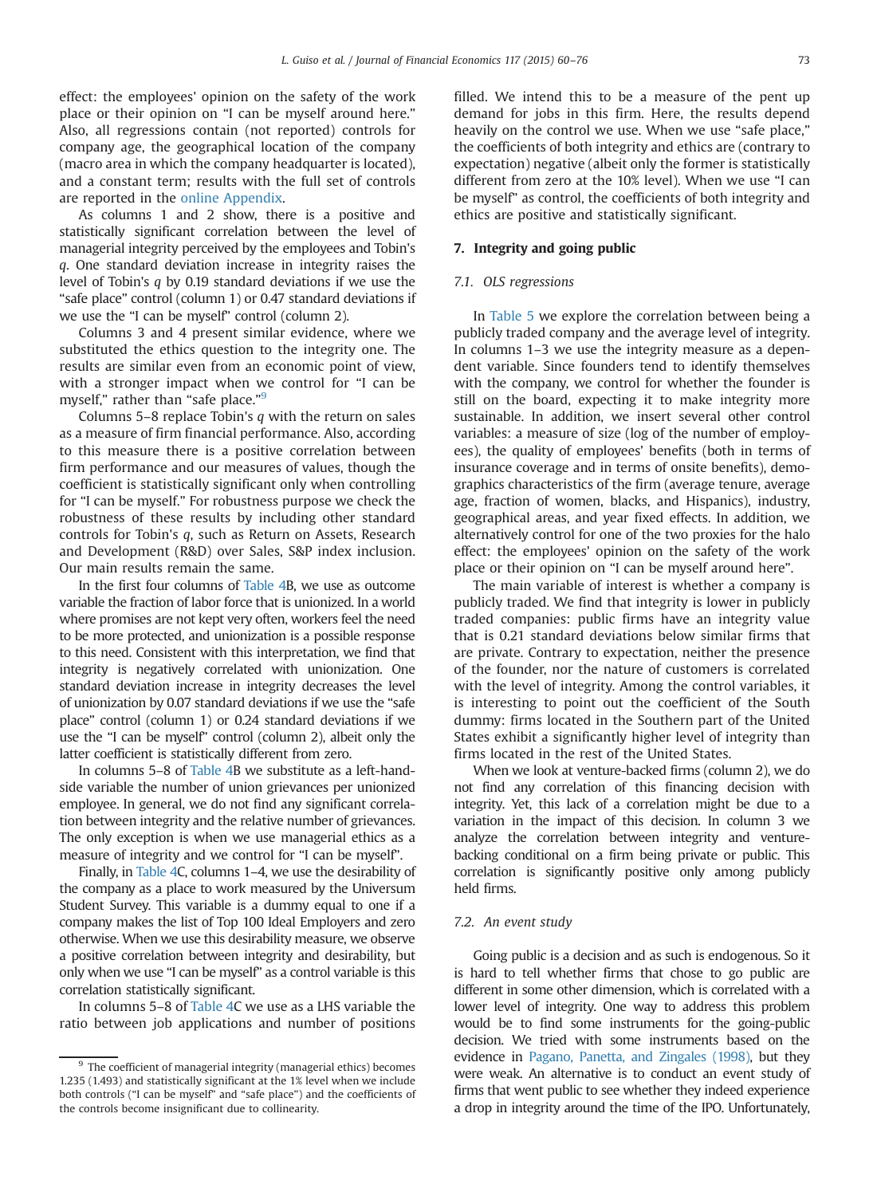effect: the employees' opinion on the safety of the work place or their opinion on "I can be myself around here." Also, all regressions contain (not reported) controls for company age, the geographical location of the company (macro area in which the company headquarter is located), and a constant term; results with the full set of controls are reported in the online Appendix.

As columns 1 and 2 show, there is a positive and statistically significant correlation between the level of managerial integrity perceived by the employees and Tobin's $q$. One standard deviation increase in integrity raises the level of Tobin's $q$ by 0.19 standard deviations if we use the "safe place" control (column 1) or 0.47 standard deviations if we use the "I can be myself" control (column 2).

Columns 3 and 4 present similar evidence, where we substituted the ethics question to the integrity one. The results are similar even from an economic point of view, with a stronger impact when we control for "I can be myself," rather than "safe place."[9]

Columns 5–8 replace Tobin's $q$ with the return on sales as a measure of firm financial performance. Also, according to this measure there is a positive correlation between firm performance and our measures of values, though the coefficient is statistically significant only when controlling for "I can be myself." For robustness purpose we check the robustness of these results by including other standard controls for Tobin's $q$, such as Return on Assets, Research and Development (R&D) over Sales, S&P index inclusion. Our main results remain the same.

In the first four columns of Table 4B, we use as outcome variable the fraction of labor force that is unionized. In a world where promises are not kept very often, workers feel the need to be more protected, and unionization is a possible response to this need. Consistent with this interpretation, we find that integrity is negatively correlated with unionization. One standard deviation increase in integrity decreases the level of unionization by 0.07 standard deviations if we use the "safe place" control (column 1) or 0.24 standard deviations if we use the "I can be myself" control (column 2), albeit only the latter coefficient is statistically different from zero.

In columns 5–8 of Table 4B we substitute as a left-hand-side variable the number of union grievances per unionized employee. In general, we do not find any significant correlation between integrity and the relative number of grievances. The only exception is when we use managerial ethics as a measure of integrity and we control for "I can be myself".

Finally, in Table 4C, columns 1–4, we use the desirability of the company as a place to work measured by the Universum Student Survey. This variable is a dummy equal to one if a company makes the list of Top 100 Ideal Employers and zero otherwise. When we use this desirability measure, we observe a positive correlation between integrity and desirability, but only when we use "I can be myself" as a control variable is this correlation statistically significant.

In columns 5–8 of Table 4C we use as a LHS variable the ratio between job applications and number of positions filled. We intend this to be a measure of the pent up demand for jobs in this firm. Here, the results depend heavily on the control we use. When we use "safe place," the coefficients of both integrity and ethics are (contrary to expectation) negative (albeit only the former is statistically different from zero at the 10% level). When we use "I can be myself" as control, the coefficients of both integrity and ethics are positive and statistically significant.

## 7. Integrity and going public

### 7.1. OLS regressions

In Table 5 we explore the correlation between being a publicly traded company and the average level of integrity. In columns 1–3 we use the integrity measure as a dependent variable. Since founders tend to identify themselves with the company, we control for whether the founder is still on the board, expecting it to make integrity more sustainable. In addition, we insert several other control variables: a measure of size (log of the number of employees), the quality of employees' benefits (both in terms of insurance coverage and in terms of onsite benefits), demographics characteristics of the firm (average tenure, average age, fraction of women, blacks, and Hispanics), industry, geographical areas, and year fixed effects. In addition, we alternatively control for one of the two proxies for the halo effect: the employees' opinion on the safety of the work place or their opinion on "I can be myself around here".

The main variable of interest is whether a company is publicly traded. We find that integrity is lower in publicly traded companies: public firms have an integrity value that is 0.21 standard deviations below similar firms that are private. Contrary to expectation, neither the presence of the founder, nor the nature of customers is correlated with the level of integrity. Among the control variables, it is interesting to point out the coefficient of the South dummy: firms located in the Southern part of the United States exhibit a significantly higher level of integrity than firms located in the rest of the United States.

When we look at venture-backed firms (column 2), we do not find any correlation of this financing decision with integrity. Yet, this lack of a correlation might be due to a variation in the impact of this decision. In column 3 we analyze the correlation between integrity and venture-backing conditional on a firm being private or public. This correlation is significantly positive only among publicly held firms.

### 7.2. An event study

Going public is a decision and as such is endogenous. So it is hard to tell whether firms that chose to go public are different in some other dimension, which is correlated with a lower level of integrity. One way to address this problem would be to find some instruments for the going-public decision. We tried with some instruments based on the evidence in Pagano, Panetta, and Zingales (1998), but they were weak. An alternative is to conduct an event study of firms that went public to see whether they indeed experience a drop in integrity around the time of the IPO. Unfortunately,

[9] The coefficient of managerial integrity (managerial ethics) becomes 1.235 (1.493) and statistically significant at the 1% level when we include both controls ("I can be myself" and "safe place") and the coefficients of the controls become insignificant due to collinearity.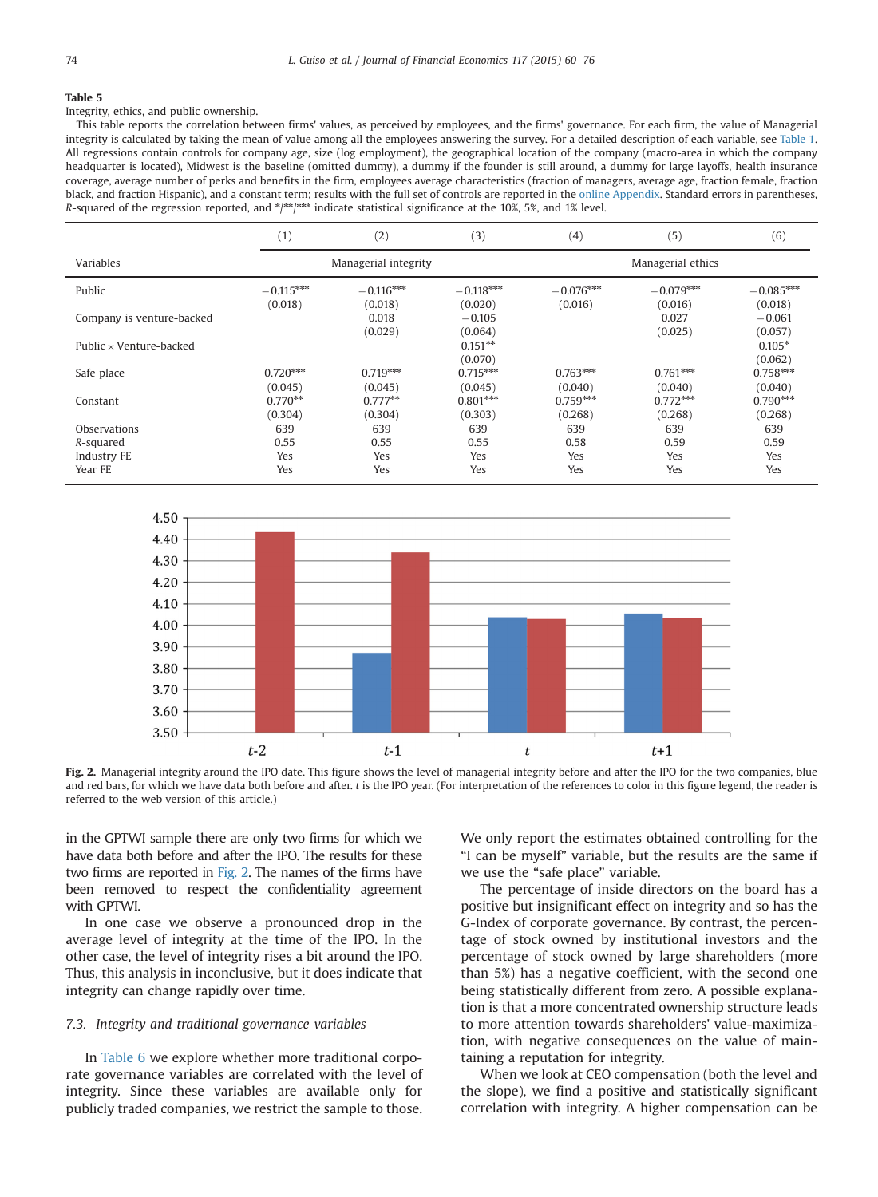**Table 5**

Integrity, ethics, and public ownership.

This table reports the correlation between firms' values, as perceived by employees, and the firms' governance. For each firm, the value of Managerial integrity is calculated by taking the mean of value among all the employees answering the survey. For a detailed description of each variable, see Table 1. All regressions contain controls for company age, size (log employment), the geographical location of the company (macro-area in which the company headquarter is located), Midwest is the baseline (omitted dummy), a dummy if the founder is still around, a dummy for large layoffs, health insurance coverage, average number of perks and benefits in the firm, employees average characteristics (fraction of managers, average age, fraction female, fraction black, and fraction Hispanic), and a constant term; results with the full set of controls are reported in the online Appendix. Standard errors in parentheses, $R$-squared of the regression reported, and \*/\*\*/\*\*\* indicate statistical significance at the 10%, 5%, and 1% level.

| | (1) | (2) | (3) | (4) | (5) | (6) |
|---|---|---|---|---|---|---|
| Variables | Managerial integrity | | | Managerial ethics | | |
| Public | −0.115*** | −0.116*** | −0.118*** | −0.076*** | −0.079*** | −0.085*** |
| | (0.018) | (0.018) | (0.020) | (0.016) | (0.016) | (0.018) |
| Company is venture-backed | | 0.018 | −0.105 | | 0.027 | −0.061 |
| | | (0.029) | (0.064) | | (0.025) | (0.057) |
| Public × Venture-backed | | | 0.151** | | | 0.105* |
| | | | (0.070) | | | (0.062) |
| Safe place | 0.720*** | 0.719*** | 0.715*** | 0.763*** | 0.761*** | 0.758*** |
| | (0.045) | (0.045) | (0.045) | (0.040) | (0.040) | (0.040) |
| Constant | 0.770** | 0.777** | 0.801*** | 0.759*** | 0.772*** | 0.790*** |
| | (0.304) | (0.304) | (0.303) | (0.268) | (0.268) | (0.268) |
| Observations | 639 | 639 | 639 | 639 | 639 | 639 |
| $R$-squared | 0.55 | 0.55 | 0.55 | 0.58 | 0.59 | 0.59 |
| Industry FE | Yes | Yes | Yes | Yes | Yes | Yes |
| Year FE | Yes | Yes | Yes | Yes | Yes | Yes |

**Fig. 2.** Managerial integrity around the IPO date. This figure shows the level of managerial integrity before and after the IPO for the two companies, blue and red bars, for which we have data both before and after. $t$ is the IPO year. (For interpretation of the references to color in this figure legend, the reader is referred to the web version of this article.)

in the GPTWI sample there are only two firms for which we have data both before and after the IPO. The results for these two firms are reported in Fig. 2. The names of the firms have been removed to respect the confidentiality agreement with GPTWI.

In one case we observe a pronounced drop in the average level of integrity at the time of the IPO. In the other case, the level of integrity rises a bit around the IPO. Thus, this analysis in inconclusive, but it does indicate that integrity can change rapidly over time.

### 7.3. Integrity and traditional governance variables

In Table 6 we explore whether more traditional corporate governance variables are correlated with the level of integrity. Since these variables are available only for publicly traded companies, we restrict the sample to those. We only report the estimates obtained controlling for the "I can be myself" variable, but the results are the same if we use the "safe place" variable.

The percentage of inside directors on the board has a positive but insignificant effect on integrity and so has the G-Index of corporate governance. By contrast, the percentage of stock owned by institutional investors and the percentage of stock owned by large shareholders (more than 5%) has a negative coefficient, with the second one being statistically different from zero. A possible explanation is that a more concentrated ownership structure leads to more attention towards shareholders' value-maximization, with negative consequences on the value of maintaining a reputation for integrity.

When we look at CEO compensation (both the level and the slope), we find a positive and statistically significant correlation with integrity. A higher compensation can be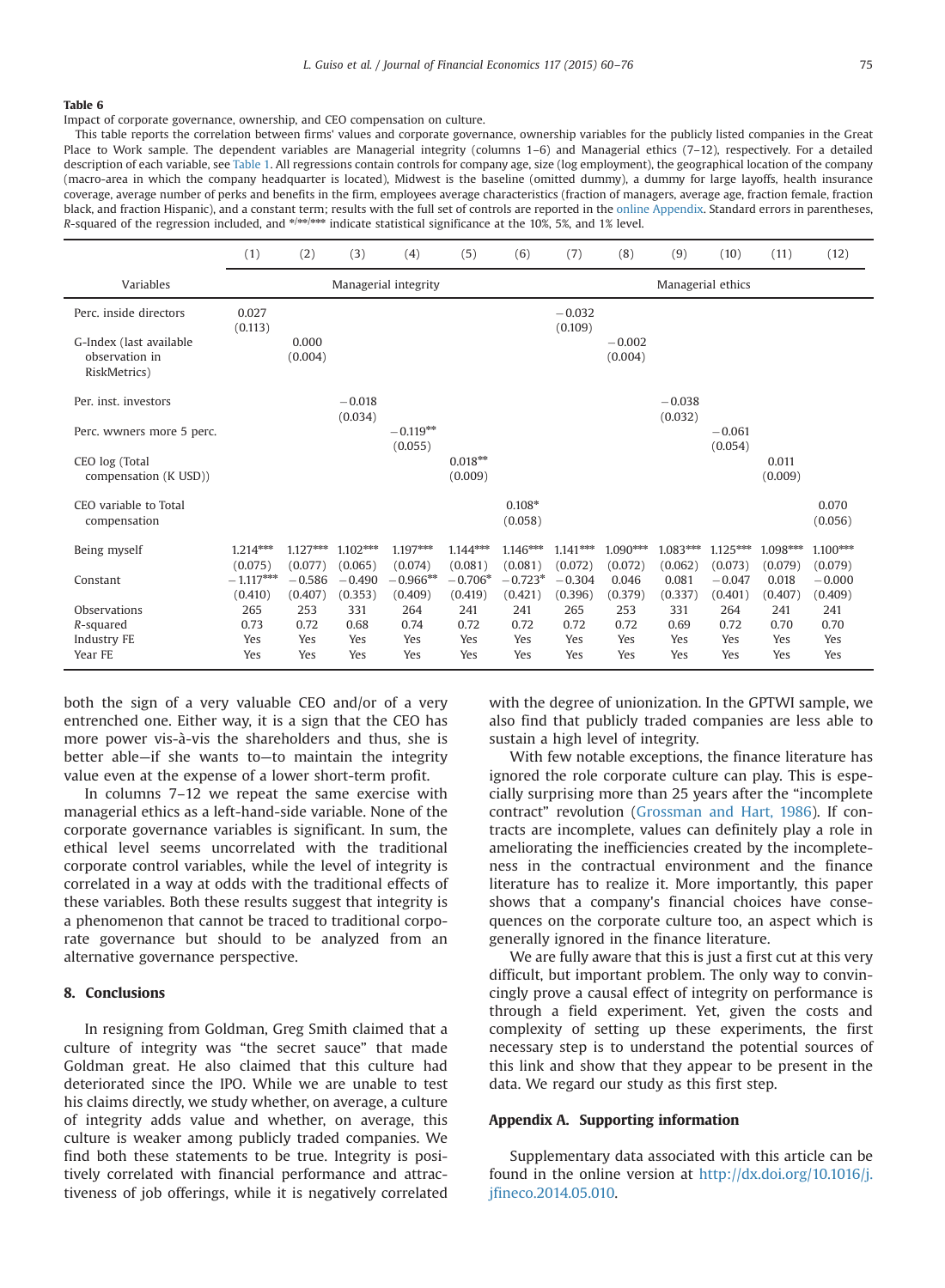**Table 6**

Impact of corporate governance, ownership, and CEO compensation on culture.

This table reports the correlation between firms' values and corporate governance, ownership variables for the publicly listed companies in the Great Place to Work sample. The dependent variables are Managerial integrity (columns 1–6) and Managerial ethics (7–12), respectively. For a detailed description of each variable, see Table 1. All regressions contain controls for company age, size (log employment), the geographical location of the company (macro-area in which the company headquarter is located), Midwest is the baseline (omitted dummy), a dummy for large layoffs, health insurance coverage, average number of perks and benefits in the firm, employees average characteristics (fraction of managers, average age, fraction female, fraction black, and fraction Hispanic), and a constant term; results with the full set of controls are reported in the online Appendix. Standard errors in parentheses, $R$-squared of the regression included, and */**/*** indicate statistical significance at the 10%, 5%, and 1% level.

| | (1) | (2) | (3) | (4) | (5) | (6) | (7) | (8) | (9) | (10) | (11) | (12) |
|---|---|---|---|---|---|---|---|---|---|---|---|---|
| Variables | Managerial integrity | | | | | | Managerial ethics | | | | | |
| Perc. inside directors | 0.027 | | | | | | −0.032 | | | | | |
| | (0.113) | | | | | | (0.109) | | | | | |
| G-Index (last available observation in RiskMetrics) | | 0.000 | | | | | | −0.002 | | | | |
| | | (0.004) | | | | | | (0.004) | | | | |
| Per. inst. investors | | | −0.018 | | | | | | −0.038 | | | |
| | | | (0.034) | | | | | | (0.032) | | | |
| Perc. wwners more 5 perc. | | | | −0.119** | | | | | | −0.061 | | |
| | | | | (0.055) | | | | | | (0.054) | | |
| CEO log (Total compensation (K USD)) | | | | | 0.018** | | | | | | 0.011 | |
| | | | | | (0.009) | | | | | | (0.009) | |
| CEO variable to Total compensation | | | | | | 0.108* | | | | | | 0.070 |
| | | | | | | (0.058) | | | | | | (0.056) |
| Being myself | 1.214*** | 1.127*** | 1.102*** | 1.197*** | 1.144*** | 1.146*** | 1.141*** | 1.090*** | 1.083*** | 1.125*** | 1.098*** | 1.100*** |
| | (0.075) | (0.077) | (0.065) | (0.074) | (0.081) | (0.081) | (0.072) | (0.072) | (0.062) | (0.073) | (0.079) | (0.079) |
| Constant | −1.117*** | −0.586 | −0.490 | −0.966** | −0.706* | −0.723* | −0.304 | 0.046 | 0.081 | −0.047 | 0.018 | −0.000 |
| | (0.410) | (0.407) | (0.353) | (0.409) | (0.419) | (0.421) | (0.396) | (0.379) | (0.337) | (0.401) | (0.407) | (0.409) |
| Observations | 265 | 253 | 331 | 264 | 241 | 241 | 265 | 253 | 331 | 264 | 241 | 241 |
| $R$-squared | 0.73 | 0.72 | 0.68 | 0.74 | 0.72 | 0.72 | 0.72 | 0.72 | 0.69 | 0.72 | 0.70 | 0.70 |
| Industry FE | Yes | Yes | Yes | Yes | Yes | Yes | Yes | Yes | Yes | Yes | Yes | Yes |
| Year FE | Yes | Yes | Yes | Yes | Yes | Yes | Yes | Yes | Yes | Yes | Yes | Yes |

both the sign of a very valuable CEO and/or of a very entrenched one. Either way, it is a sign that the CEO has more power vis-à-vis the shareholders and thus, she is better able—if she wants to—to maintain the integrity value even at the expense of a lower short-term profit.

In columns 7–12 we repeat the same exercise with managerial ethics as a left-hand-side variable. None of the corporate governance variables is significant. In sum, the ethical level seems uncorrelated with the traditional corporate control variables, while the level of integrity is correlated in a way at odds with the traditional effects of these variables. Both these results suggest that integrity is a phenomenon that cannot be traced to traditional corporate governance but should to be analyzed from an alternative governance perspective.

## 8. Conclusions

In resigning from Goldman, Greg Smith claimed that a culture of integrity was "the secret sauce" that made Goldman great. He also claimed that this culture had deteriorated since the IPO. While we are unable to test his claims directly, we study whether, on average, a culture of integrity adds value and whether, on average, this culture is weaker among publicly traded companies. We find both these statements to be true. Integrity is positively correlated with financial performance and attractiveness of job offerings, while it is negatively correlated with the degree of unionization. In the GPTWI sample, we also find that publicly traded companies are less able to sustain a high level of integrity.

With few notable exceptions, the finance literature has ignored the role corporate culture can play. This is especially surprising more than 25 years after the "incomplete contract" revolution (Grossman and Hart, 1986). If contracts are incomplete, values can definitely play a role in ameliorating the inefficiencies created by the incompleteness in the contractual environment and the finance literature has to realize it. More importantly, this paper shows that a company's financial choices have consequences on the corporate culture too, an aspect which is generally ignored in the finance literature.

We are fully aware that this is just a first cut at this very difficult, but important problem. The only way to convincingly prove a causal effect of integrity on performance is through a field experiment. Yet, given the costs and complexity of setting up these experiments, the first necessary step is to understand the potential sources of this link and show that they appear to be present in the data. We regard our study as this first step.

## Appendix A. Supporting information

Supplementary data associated with this article can be found in the online version at http://dx.doi.org/10.1016/j.jfineco.2014.05.010.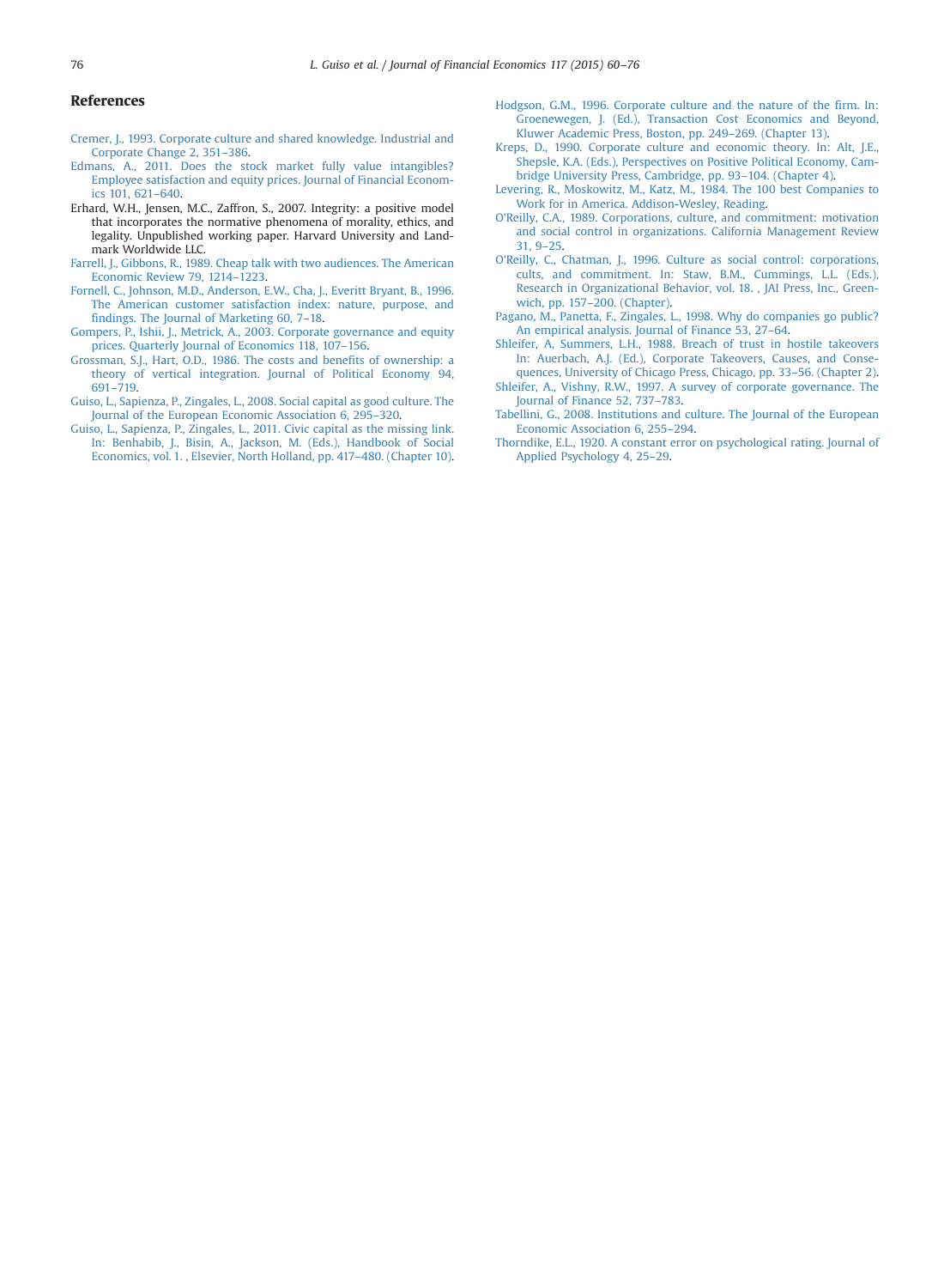## References

Cremer, J., 1993. Corporate culture and shared knowledge. Industrial and Corporate Change 2, 351–386.

Edmans, A., 2011. Does the stock market fully value intangibles? Employee satisfaction and equity prices. Journal of Financial Economics 101, 621–640.

Erhard, W.H., Jensen, M.C., Zaffron, S., 2007. Integrity: a positive model that incorporates the normative phenomena of morality, ethics, and legality. Unpublished working paper. Harvard University and Landmark Worldwide LLC.

Farrell, J., Gibbons, R., 1989. Cheap talk with two audiences. The American Economic Review 79, 1214–1223.

Fornell, C., Johnson, M.D., Anderson, E.W., Cha, J., Everitt Bryant, B., 1996. The American customer satisfaction index: nature, purpose, and findings. The Journal of Marketing 60, 7–18.

Gompers, P., Ishii, J., Metrick, A., 2003. Corporate governance and equity prices. Quarterly Journal of Economics 118, 107–156.

Grossman, S.J., Hart, O.D., 1986. The costs and benefits of ownership: a theory of vertical integration. Journal of Political Economy 94, 691–719.

Guiso, L., Sapienza, P., Zingales, L., 2008. Social capital as good culture. The Journal of the European Economic Association 6, 295–320.

Guiso, L., Sapienza, P., Zingales, L., 2011. Civic capital as the missing link. In: Benhabib, J., Bisin, A., Jackson, M. (Eds.), Handbook of Social Economics, vol. 1. , Elsevier, North Holland, pp. 417–480. (Chapter 10).

Hodgson, G.M., 1996. Corporate culture and the nature of the firm. In: Groenewegen, J. (Ed.), Transaction Cost Economics and Beyond, Kluwer Academic Press, Boston, pp. 249–269. (Chapter 13).

Kreps, D., 1990. Corporate culture and economic theory. In: Alt, J.E., Shepsle, K.A. (Eds.), Perspectives on Positive Political Economy, Cambridge University Press, Cambridge, pp. 93–104. (Chapter 4).

Levering, R., Moskowitz, M., Katz, M., 1984. The 100 best Companies to Work for in America. Addison-Wesley, Reading.

O'Reilly, C.A., 1989. Corporations, culture, and commitment: motivation and social control in organizations. California Management Review 31, 9–25.

O'Reilly, C., Chatman, J., 1996. Culture as social control: corporations, cults, and commitment. In: Staw, B.M., Cummings, L.L. (Eds.), Research in Organizational Behavior, vol. 18. , JAI Press, Inc., Greenwich, pp. 157–200. (Chapter).

Pagano, M., Panetta, F., Zingales, L., 1998. Why do companies go public? An empirical analysis. Journal of Finance 53, 27–64.

Shleifer, A, Summers, L.H., 1988. Breach of trust in hostile takeovers In: Auerbach, A.J. (Ed.), Corporate Takeovers, Causes, and Consequences, University of Chicago Press, Chicago, pp. 33–56. (Chapter 2).

Shleifer, A., Vishny, R.W., 1997. A survey of corporate governance. The Journal of Finance 52, 737–783.

Tabellini, G., 2008. Institutions and culture. The Journal of the European Economic Association 6, 255–294.

Thorndike, E.L., 1920. A constant error on psychological rating. Journal of Applied Psychology 4, 25–29.